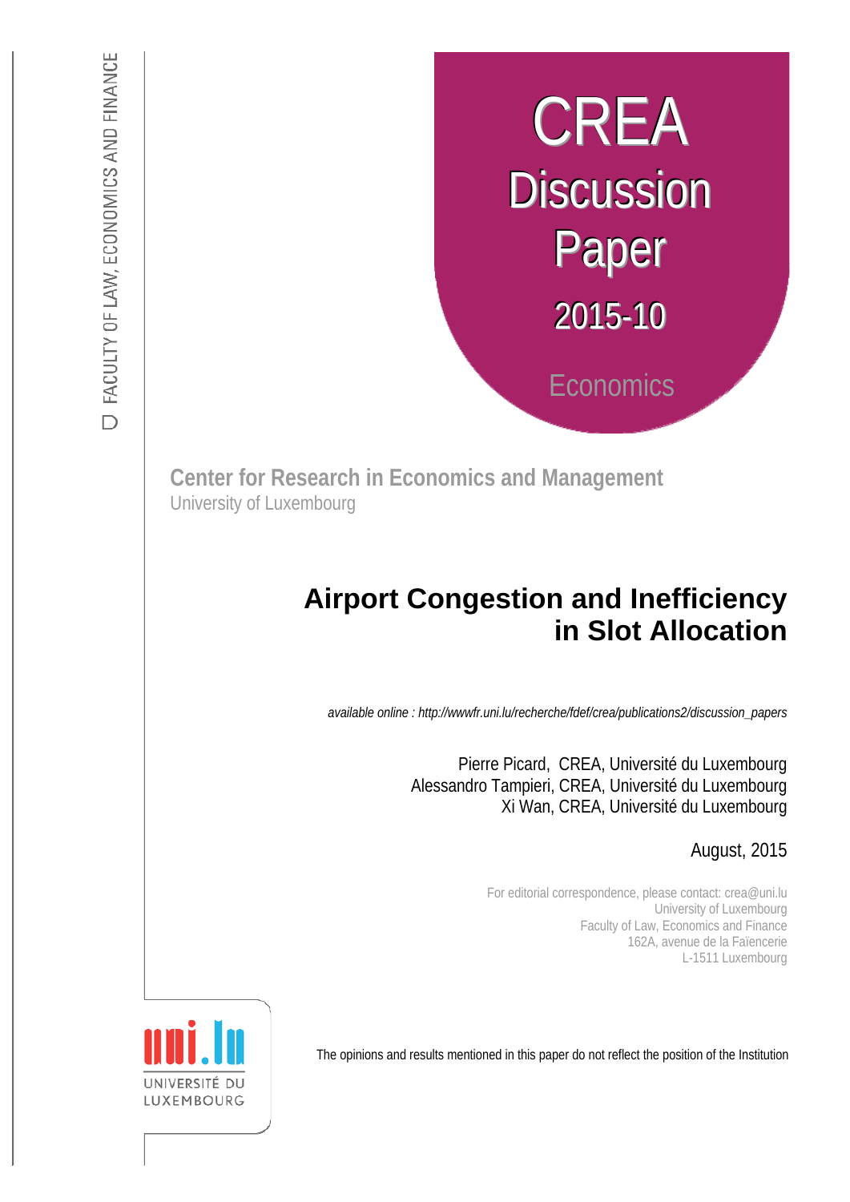FACULTY OF LAW, ECONOMICS AND FINANCE

CREA

Discussion Paper

2015-10

Economics

**Center for Research in Economics and Management**

University of Luxembourg

# Airport Congestion and Inefficiency in Slot Allocation

*available online : http://wwwfr.uni.lu/recherche/fdef/crea/publications2/discussion_papers*

Pierre Picard, CREA, Université du Luxembourg
Alessandro Tampieri, CREA, Université du Luxembourg
Xi Wan, CREA, Université du Luxembourg

August, 2015

For editorial correspondence, please contact: crea@uni.lu
University of Luxembourg
Faculty of Law, Economics and Finance
162A, avenue de la Faïencerie
L-1511 Luxembourg

UNIVERSITÉ DU LUXEMBOURG

The opinions and results mentioned in this paper do not reflect the position of the Institution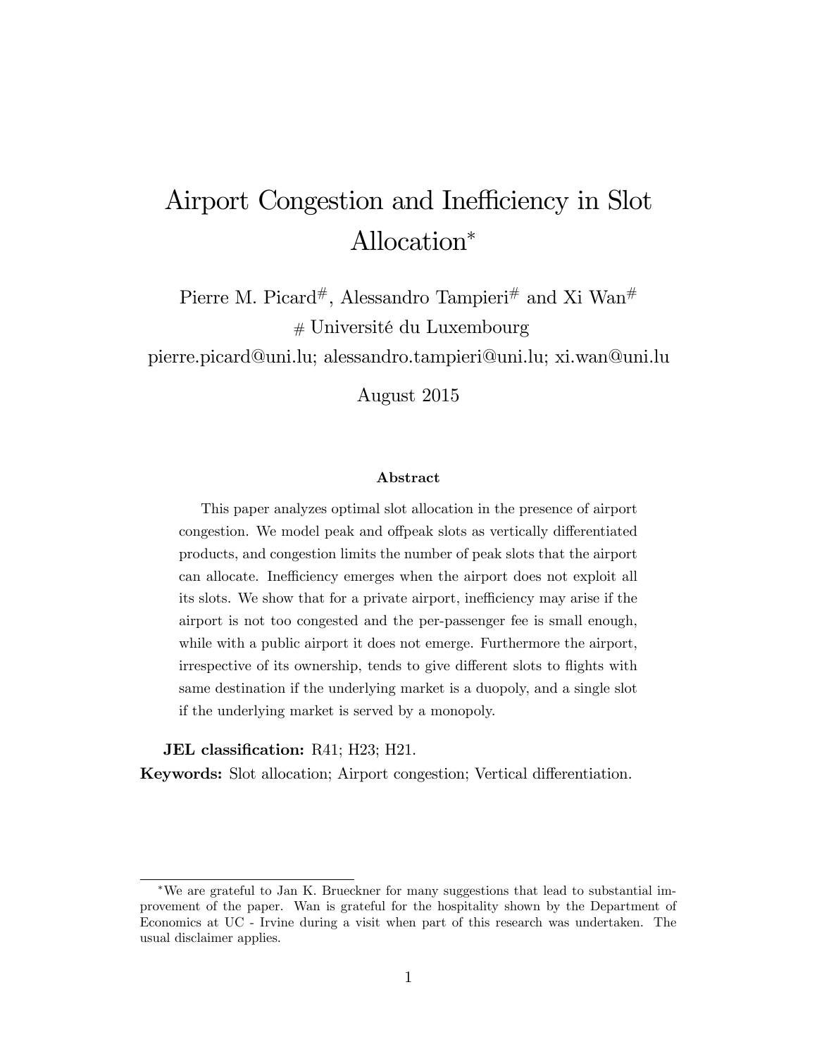# Airport Congestion and Inefficiency in Slot Allocation*

Pierre M. Picard#, Alessandro Tampieri# and Xi Wan#

\# Université du Luxembourg

pierre.picard@uni.lu; alessandro.tampieri@uni.lu; xi.wan@uni.lu

August 2015

**Abstract**

This paper analyzes optimal slot allocation in the presence of airport congestion. We model peak and offpeak slots as vertically differentiated products, and congestion limits the number of peak slots that the airport can allocate. Inefficiency emerges when the airport does not exploit all its slots. We show that for a private airport, inefficiency may arise if the airport is not too congested and the per-passenger fee is small enough, while with a public airport it does not emerge. Furthermore the airport, irrespective of its ownership, tends to give different slots to flights with same destination if the underlying market is a duopoly, and a single slot if the underlying market is served by a monopoly.

**JEL classification:** R41; H23; H21.

**Keywords:** Slot allocation; Airport congestion; Vertical differentiation.

---

*We are grateful to Jan K. Brueckner for many suggestions that lead to substantial improvement of the paper. Wan is grateful for the hospitality shown by the Department of Economics at UC - Irvine during a visit when part of this research was undertaken. The usual disclaimer applies.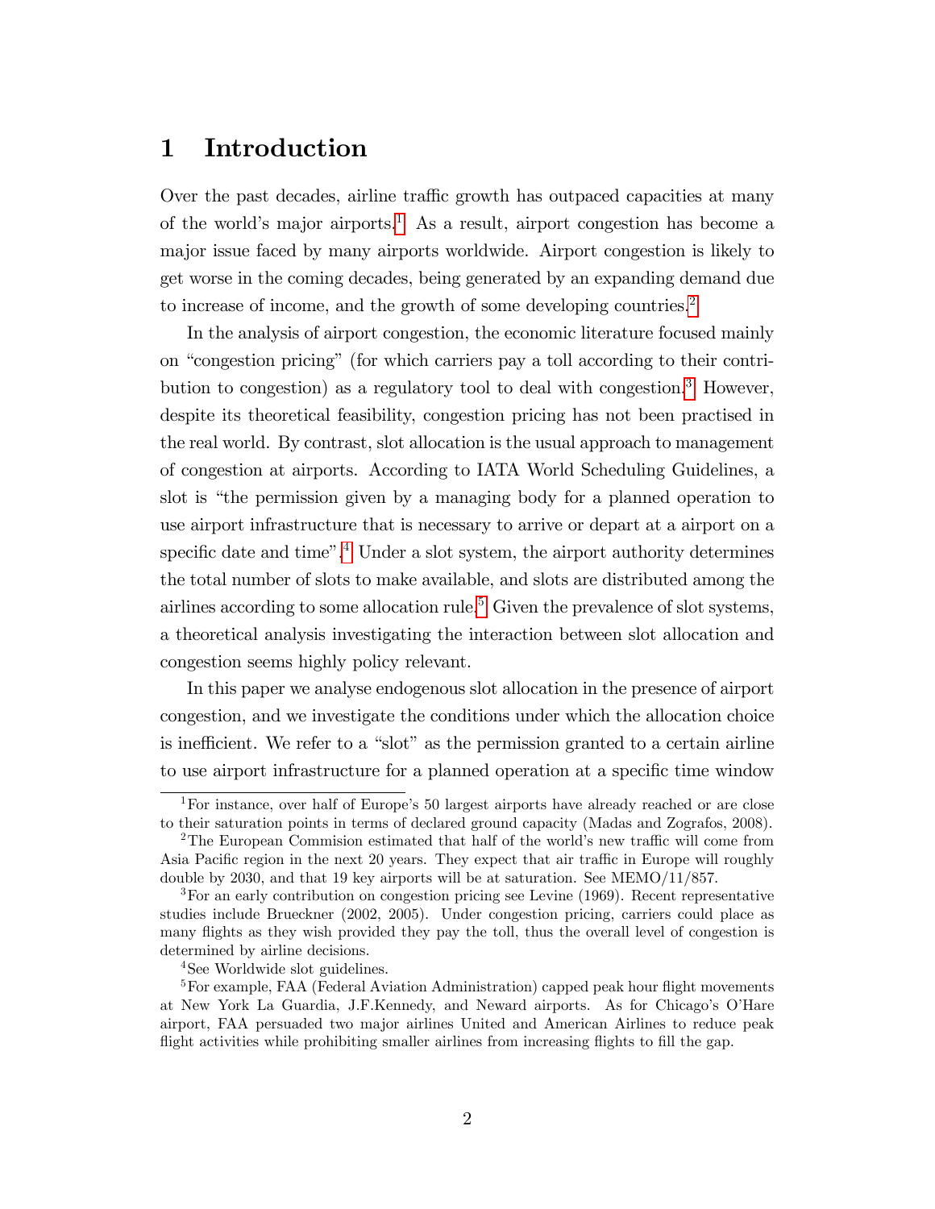# 1 Introduction

Over the past decades, airline traffic growth has outpaced capacities at many of the world's major airports.[1] As a result, airport congestion has become a major issue faced by many airports worldwide. Airport congestion is likely to get worse in the coming decades, being generated by an expanding demand due to increase of income, and the growth of some developing countries.[2]

In the analysis of airport congestion, the economic literature focused mainly on "congestion pricing" (for which carriers pay a toll according to their contribution to congestion) as a regulatory tool to deal with congestion.[3] However, despite its theoretical feasibility, congestion pricing has not been practised in the real world. By contrast, slot allocation is the usual approach to management of congestion at airports. According to IATA World Scheduling Guidelines, a slot is "the permission given by a managing body for a planned operation to use airport infrastructure that is necessary to arrive or depart at a airport on a specific date and time".[4] Under a slot system, the airport authority determines the total number of slots to make available, and slots are distributed among the airlines according to some allocation rule.[5] Given the prevalence of slot systems, a theoretical analysis investigating the interaction between slot allocation and congestion seems highly policy relevant.

In this paper we analyse endogenous slot allocation in the presence of airport congestion, and we investigate the conditions under which the allocation choice is inefficient. We refer to a "slot" as the permission granted to a certain airline to use airport infrastructure for a planned operation at a specific time window

---

[1] For instance, over half of Europe's 50 largest airports have already reached or are close to their saturation points in terms of declared ground capacity (Madas and Zografos, 2008).

[2] The European Commision estimated that half of the world's new traffic will come from Asia Pacific region in the next 20 years. They expect that air traffic in Europe will roughly double by 2030, and that 19 key airports will be at saturation. See MEMO/11/857.

[3] For an early contribution on congestion pricing see Levine (1969). Recent representative studies include Brueckner (2002, 2005). Under congestion pricing, carriers could place as many flights as they wish provided they pay the toll, thus the overall level of congestion is determined by airline decisions.

[4] See Worldwide slot guidelines.

[5] For example, FAA (Federal Aviation Administration) capped peak hour flight movements at New York La Guardia, J.F.Kennedy, and Neward airports. As for Chicago's O'Hare airport, FAA persuaded two major airlines United and American Airlines to reduce peak flight activities while prohibiting smaller airlines from increasing flights to fill the gap.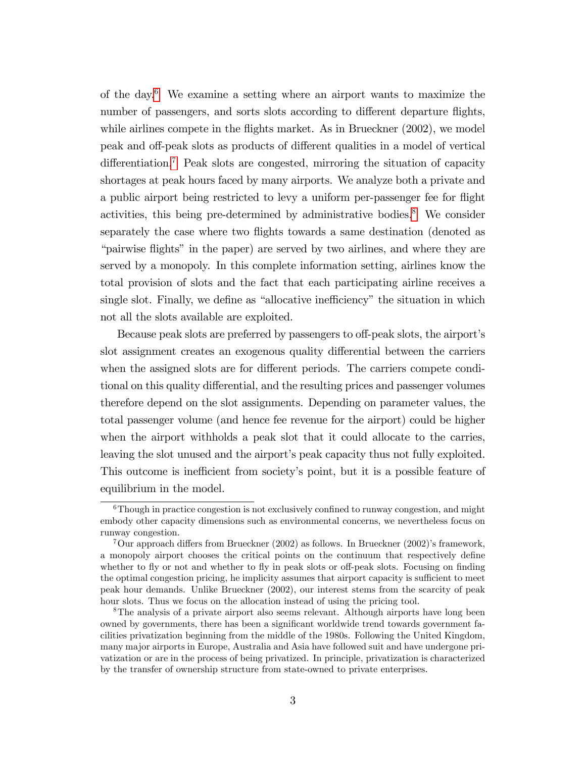of the day.[6] We examine a setting where an airport wants to maximize the number of passengers, and sorts slots according to different departure flights, while airlines compete in the flights market. As in Brueckner (2002), we model peak and off-peak slots as products of different qualities in a model of vertical differentiation.[7] Peak slots are congested, mirroring the situation of capacity shortages at peak hours faced by many airports. We analyze both a private and a public airport being restricted to levy a uniform per-passenger fee for flight activities, this being pre-determined by administrative bodies.[8] We consider separately the case where two flights towards a same destination (denoted as "pairwise flights" in the paper) are served by two airlines, and where they are served by a monopoly. In this complete information setting, airlines know the total provision of slots and the fact that each participating airline receives a single slot. Finally, we define as "allocative inefficiency" the situation in which not all the slots available are exploited.

Because peak slots are preferred by passengers to off-peak slots, the airport's slot assignment creates an exogenous quality differential between the carriers when the assigned slots are for different periods. The carriers compete conditional on this quality differential, and the resulting prices and passenger volumes therefore depend on the slot assignments. Depending on parameter values, the total passenger volume (and hence fee revenue for the airport) could be higher when the airport withholds a peak slot that it could allocate to the carries, leaving the slot unused and the airport's peak capacity thus not fully exploited. This outcome is inefficient from society's point, but it is a possible feature of equilibrium in the model.

---

[6] Though in practice congestion is not exclusively confined to runway congestion, and might embody other capacity dimensions such as environmental concerns, we nevertheless focus on runway congestion.

[7] Our approach differs from Brueckner (2002) as follows. In Brueckner (2002)'s framework, a monopoly airport chooses the critical points on the continuum that respectively define whether to fly or not and whether to fly in peak slots or off-peak slots. Focusing on finding the optimal congestion pricing, he implicity assumes that airport capacity is sufficient to meet peak hour demands. Unlike Brueckner (2002), our interest stems from the scarcity of peak hour slots. Thus we focus on the allocation instead of using the pricing tool.

[8] The analysis of a private airport also seems relevant. Although airports have long been owned by governments, there has been a significant worldwide trend towards government facilities privatization beginning from the middle of the 1980s. Following the United Kingdom, many major airports in Europe, Australia and Asia have followed suit and have undergone privatization or are in the process of being privatized. In principle, privatization is characterized by the transfer of ownership structure from state-owned to private enterprises.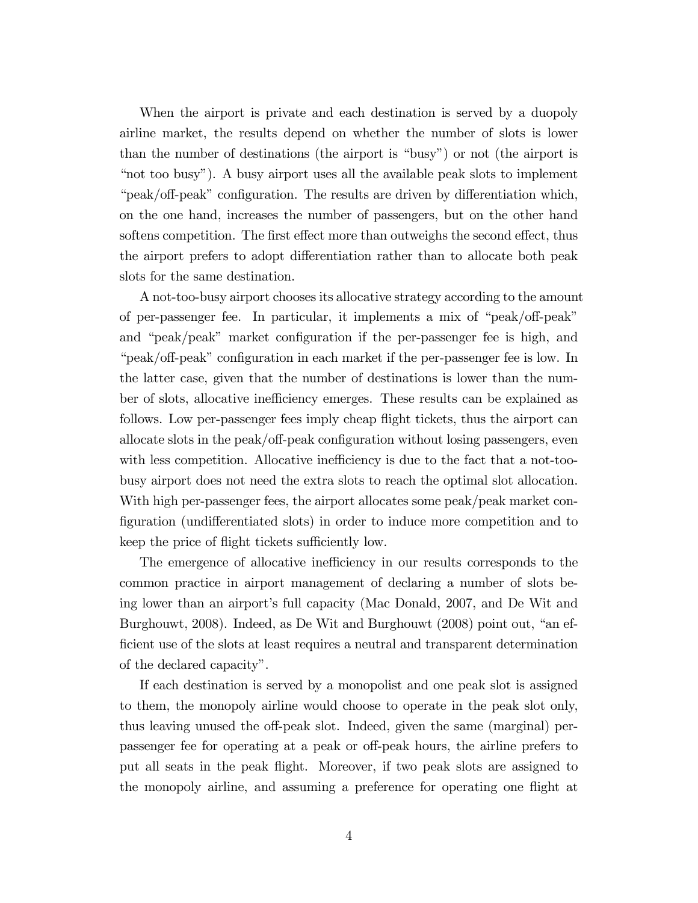When the airport is private and each destination is served by a duopoly airline market, the results depend on whether the number of slots is lower than the number of destinations (the airport is "busy") or not (the airport is "not too busy"). A busy airport uses all the available peak slots to implement "peak/off-peak" configuration. The results are driven by differentiation which, on the one hand, increases the number of passengers, but on the other hand softens competition. The first effect more than outweighs the second effect, thus the airport prefers to adopt differentiation rather than to allocate both peak slots for the same destination.

A not-too-busy airport chooses its allocative strategy according to the amount of per-passenger fee. In particular, it implements a mix of "peak/off-peak" and "peak/peak" market configuration if the per-passenger fee is high, and "peak/off-peak" configuration in each market if the per-passenger fee is low. In the latter case, given that the number of destinations is lower than the number of slots, allocative inefficiency emerges. These results can be explained as follows. Low per-passenger fees imply cheap flight tickets, thus the airport can allocate slots in the peak/off-peak configuration without losing passengers, even with less competition. Allocative inefficiency is due to the fact that a not-too-busy airport does not need the extra slots to reach the optimal slot allocation. With high per-passenger fees, the airport allocates some peak/peak market configuration (undifferentiated slots) in order to induce more competition and to keep the price of flight tickets sufficiently low.

The emergence of allocative inefficiency in our results corresponds to the common practice in airport management of declaring a number of slots being lower than an airport's full capacity (Mac Donald, 2007, and De Wit and Burghouwt, 2008). Indeed, as De Wit and Burghouwt (2008) point out, "an efficient use of the slots at least requires a neutral and transparent determination of the declared capacity".

If each destination is served by a monopolist and one peak slot is assigned to them, the monopoly airline would choose to operate in the peak slot only, thus leaving unused the off-peak slot. Indeed, given the same (marginal) per-passenger fee for operating at a peak or off-peak hours, the airline prefers to put all seats in the peak flight. Moreover, if two peak slots are assigned to the monopoly airline, and assuming a preference for operating one flight at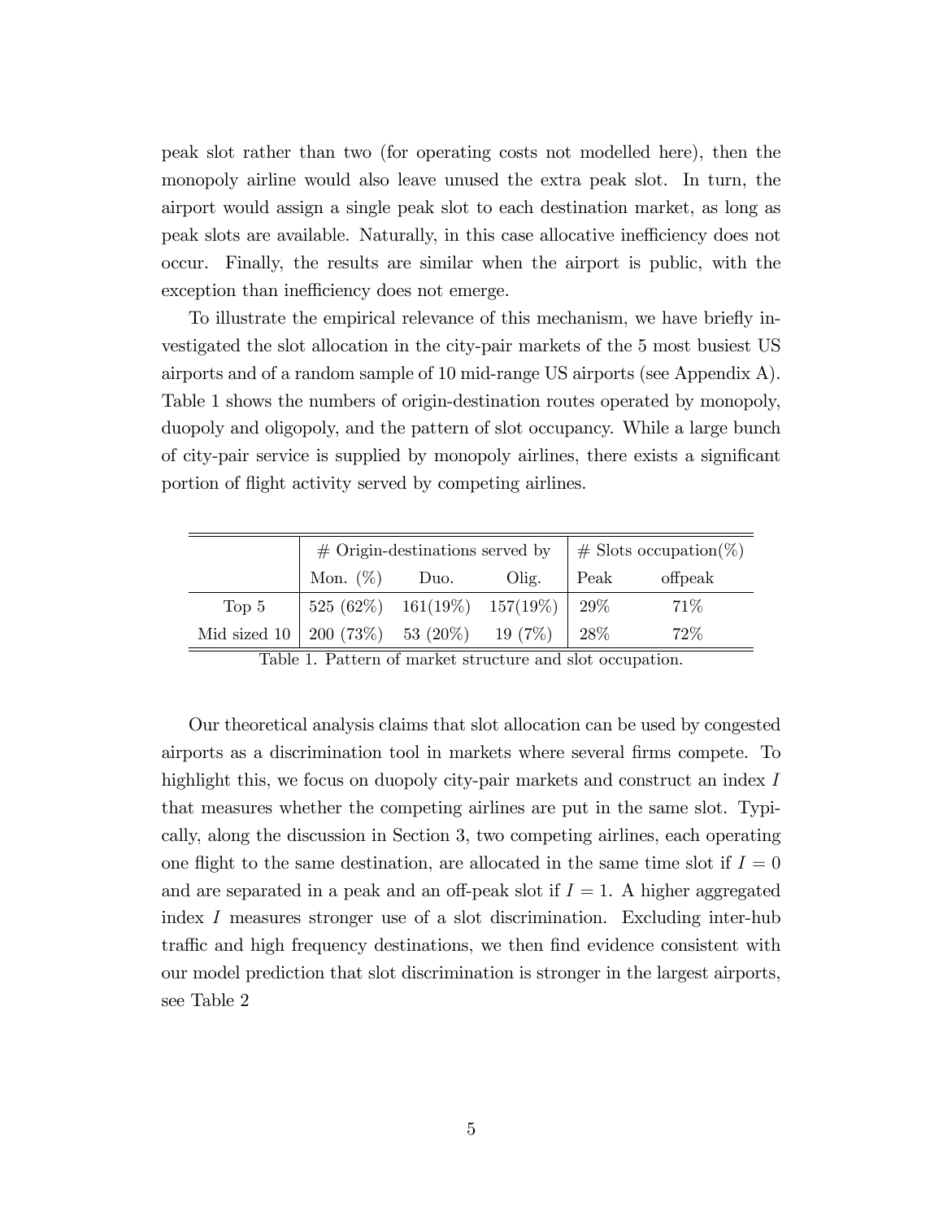peak slot rather than two (for operating costs not modelled here), then the monopoly airline would also leave unused the extra peak slot. In turn, the airport would assign a single peak slot to each destination market, as long as peak slots are available. Naturally, in this case allocative inefficiency does not occur. Finally, the results are similar when the airport is public, with the exception than inefficiency does not emerge.

To illustrate the empirical relevance of this mechanism, we have briefly investigated the slot allocation in the city-pair markets of the 5 most busiest US airports and of a random sample of 10 mid-range US airports (see Appendix A). Table 1 shows the numbers of origin-destination routes operated by monopoly, duopoly and oligopoly, and the pattern of slot occupancy. While a large bunch of city-pair service is supplied by monopoly airlines, there exists a significant portion of flight activity served by competing airlines.

| | # Origin-destinations served by | | | # Slots occupation(%) | |
|---|---|---|---|---|---|
| | Mon. (%) | Duo. | Olig. | Peak | offpeak |
| Top 5 | 525 (62%) | 161(19%) | 157(19%) | 29% | 71% |
| Mid sized 10 | 200 (73%) | 53 (20%) | 19 (7%) | 28% | 72% |

Table 1. Pattern of market structure and slot occupation.

Our theoretical analysis claims that slot allocation can be used by congested airports as a discrimination tool in markets where several firms compete. To highlight this, we focus on duopoly city-pair markets and construct an index $I$ that measures whether the competing airlines are put in the same slot. Typically, along the discussion in Section 3, two competing airlines, each operating one flight to the same destination, are allocated in the same time slot if $I = 0$ and are separated in a peak and an off-peak slot if $I = 1$. A higher aggregated index $I$ measures stronger use of a slot discrimination. Excluding inter-hub traffic and high frequency destinations, we then find evidence consistent with our model prediction that slot discrimination is stronger in the largest airports, see Table 2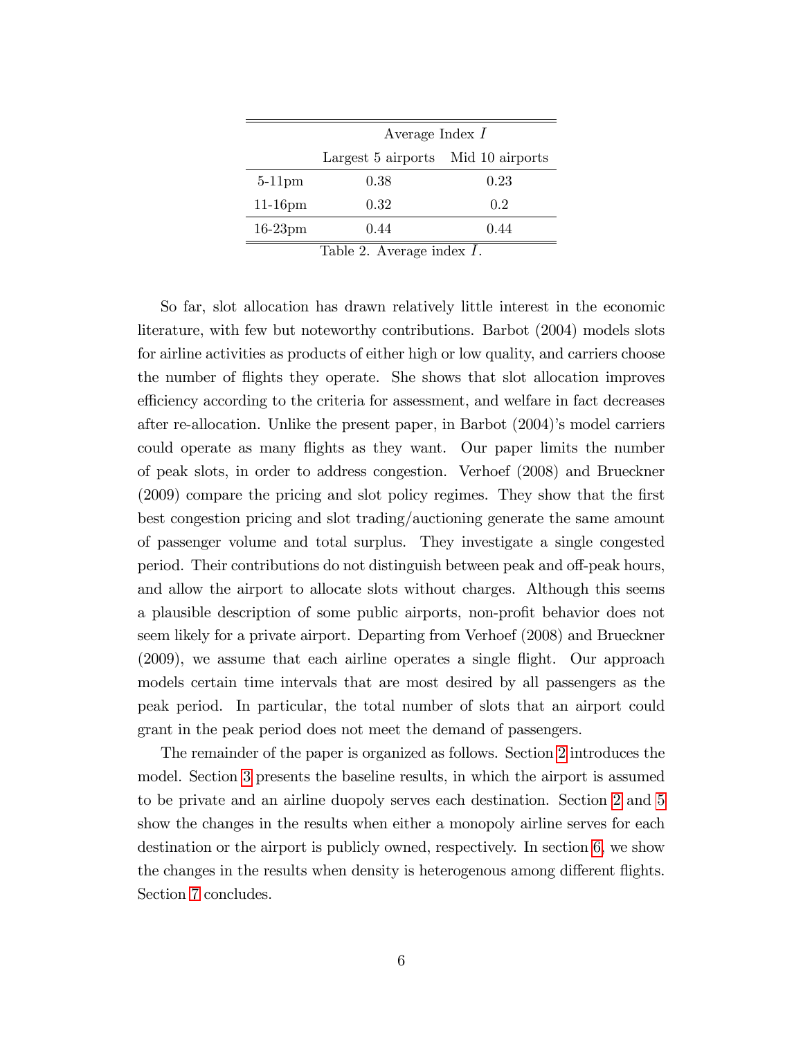| | Average Index $I$ | |
|---|---|---|
| | Largest 5 airports | Mid 10 airports |
| 5-11pm | 0.38 | 0.23 |
| 11-16pm | 0.32 | 0.2 |
| 16-23pm | 0.44 | 0.44 |

Table 2. Average index $I$.

So far, slot allocation has drawn relatively little interest in the economic literature, with few but noteworthy contributions. Barbot (2004) models slots for airline activities as products of either high or low quality, and carriers choose the number of flights they operate. She shows that slot allocation improves efficiency according to the criteria for assessment, and welfare in fact decreases after re-allocation. Unlike the present paper, in Barbot (2004)'s model carriers could operate as many flights as they want. Our paper limits the number of peak slots, in order to address congestion. Verhoef (2008) and Brueckner (2009) compare the pricing and slot policy regimes. They show that the first best congestion pricing and slot trading/auctioning generate the same amount of passenger volume and total surplus. They investigate a single congested period. Their contributions do not distinguish between peak and off-peak hours, and allow the airport to allocate slots without charges. Although this seems a plausible description of some public airports, non-profit behavior does not seem likely for a private airport. Departing from Verhoef (2008) and Brueckner (2009), we assume that each airline operates a single flight. Our approach models certain time intervals that are most desired by all passengers as the peak period. In particular, the total number of slots that an airport could grant in the peak period does not meet the demand of passengers.

The remainder of the paper is organized as follows. Section 2 introduces the model. Section 3 presents the baseline results, in which the airport is assumed to be private and an airline duopoly serves each destination. Section 2 and 5 show the changes in the results when either a monopoly airline serves for each destination or the airport is publicly owned, respectively. In section 6, we show the changes in the results when density is heterogenous among different flights. Section 7 concludes.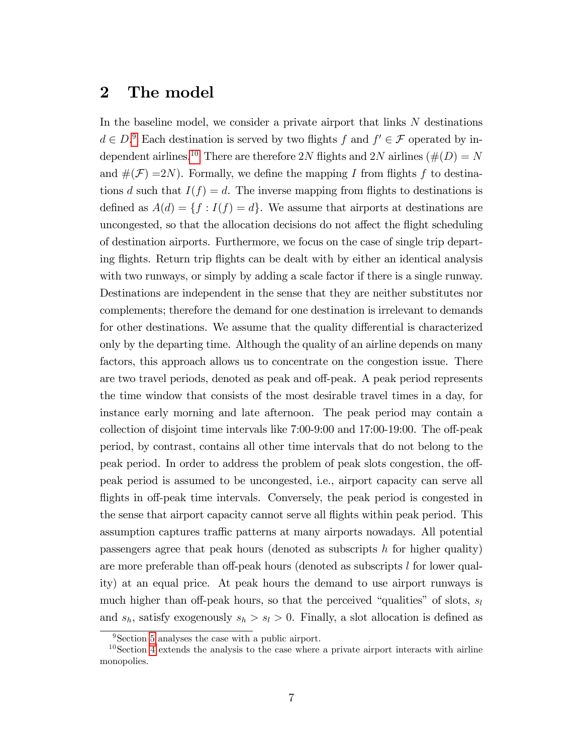## 2 The model

In the baseline model, we consider a private airport that links $N$ destinations $d \in D$.[9] Each destination is served by two flights $f$ and $f' \in \mathcal{F}$ operated by independent airlines.[10] There are therefore $2N$ flights and $2N$ airlines ($\#(D) = N$ and $\#(\mathcal{F}) = 2N$). Formally, we define the mapping $I$ from flights $f$ to destinations $d$ such that $I(f) = d$. The inverse mapping from flights to destinations is defined as $A(d) = \{f : I(f) = d\}$. We assume that airports at destinations are uncongested, so that the allocation decisions do not affect the flight scheduling of destination airports. Furthermore, we focus on the case of single trip departing flights. Return trip flights can be dealt with by either an identical analysis with two runways, or simply by adding a scale factor if there is a single runway. Destinations are independent in the sense that they are neither substitutes nor complements; therefore the demand for one destination is irrelevant to demands for other destinations. We assume that the quality differential is characterized only by the departing time. Although the quality of an airline depends on many factors, this approach allows us to concentrate on the congestion issue. There are two travel periods, denoted as peak and off-peak. A peak period represents the time window that consists of the most desirable travel times in a day, for instance early morning and late afternoon. The peak period may contain a collection of disjoint time intervals like 7:00-9:00 and 17:00-19:00. The off-peak period, by contrast, contains all other time intervals that do not belong to the peak period. In order to address the problem of peak slots congestion, the off-peak period is assumed to be uncongested, i.e., airport capacity can serve all flights in off-peak time intervals. Conversely, the peak period is congested in the sense that airport capacity cannot serve all flights within peak period. This assumption captures traffic patterns at many airports nowadays. All potential passengers agree that peak hours (denoted as subscripts $h$ for higher quality) are more preferable than off-peak hours (denoted as subscripts $l$ for lower quality) at an equal price. At peak hours the demand to use airport runways is much higher than off-peak hours, so that the perceived "qualities" of slots, $s_l$ and $s_h$, satisfy exogenously $s_h > s_l > 0$. Finally, a slot allocation is defined as

[9] Section 5 analyses the case with a public airport.

[10] Section 4 extends the analysis to the case where a private airport interacts with airline monopolies.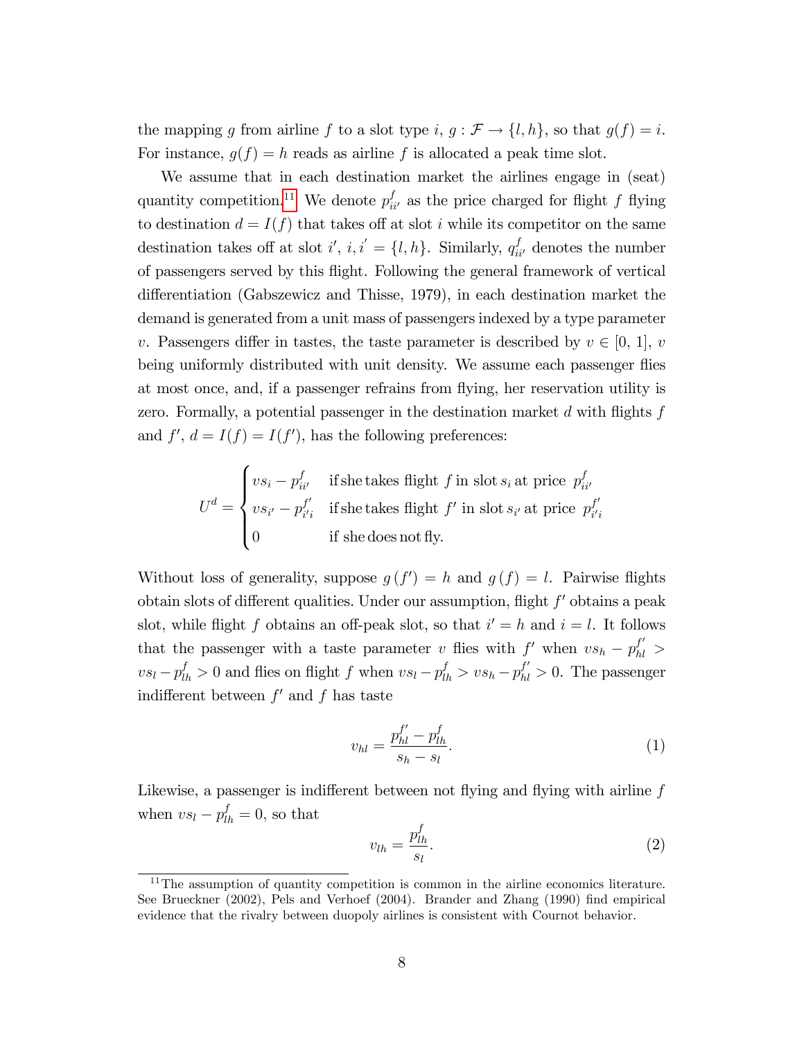the mapping $g$ from airline $f$ to a slot type $i$, $g : \mathcal{F} \rightarrow \{l, h\}$, so that $g(f) = i$. For instance, $g(f) = h$ reads as airline $f$ is allocated a peak time slot.

We assume that in each destination market the airlines engage in (seat) quantity competition.[11] We denote $p^f_{ii'}$ as the price charged for flight $f$ flying to destination $d = I(f)$ that takes off at slot $i$ while its competitor on the same destination takes off at slot $i'$, $i, i' = \{l, h\}$. Similarly, $q^f_{ii'}$ denotes the number of passengers served by this flight. Following the general framework of vertical differentiation (Gabszewicz and Thisse, 1979), in each destination market the demand is generated from a unit mass of passengers indexed by a type parameter $v$. Passengers differ in tastes, the taste parameter is described by $v \in [0, 1]$, $v$ being uniformly distributed with unit density. We assume each passenger flies at most once, and, if a passenger refrains from flying, her reservation utility is zero. Formally, a potential passenger in the destination market $d$ with flights $f$ and $f'$, $d = I(f) = I(f')$, has the following preferences:

$$U^d = \begin{cases} vs_i - p^f_{ii'} & \text{if she takes flight } f \text{ in slot } s_i \text{ at price } p^f_{ii'} \\ vs_{i'} - p^{f'}_{i'i} & \text{if she takes flight } f' \text{ in slot } s_{i'} \text{ at price } p^{f'}_{i'i} \\ 0 & \text{if she does not fly.} \end{cases}$$

Without loss of generality, suppose $g(f') = h$ and $g(f) = l$. Pairwise flights obtain slots of different qualities. Under our assumption, flight $f'$ obtains a peak slot, while flight $f$ obtains an off-peak slot, so that $i' = h$ and $i = l$. It follows that the passenger with a taste parameter $v$ flies with $f'$ when $vs_h - p^{f'}_{hl} > vs_l - p^f_{lh} > 0$ and flies on flight $f$ when $vs_l - p^f_{lh} > vs_h - p^{f'}_{hl} > 0$. The passenger indifferent between $f'$ and $f$ has taste

$$v_{hl} = \frac{p^{f'}_{hl} - p^f_{lh}}{s_h - s_l}. \tag{1}$$

Likewise, a passenger is indifferent between not flying and flying with airline $f$ when $vs_l - p^f_{lh} = 0$, so that

$$v_{lh} = \frac{p^f_{lh}}{s_l}. \tag{2}$$

[11] The assumption of quantity competition is common in the airline economics literature. See Brueckner (2002), Pels and Verhoef (2004). Brander and Zhang (1990) find empirical evidence that the rivalry between duopoly airlines is consistent with Cournot behavior.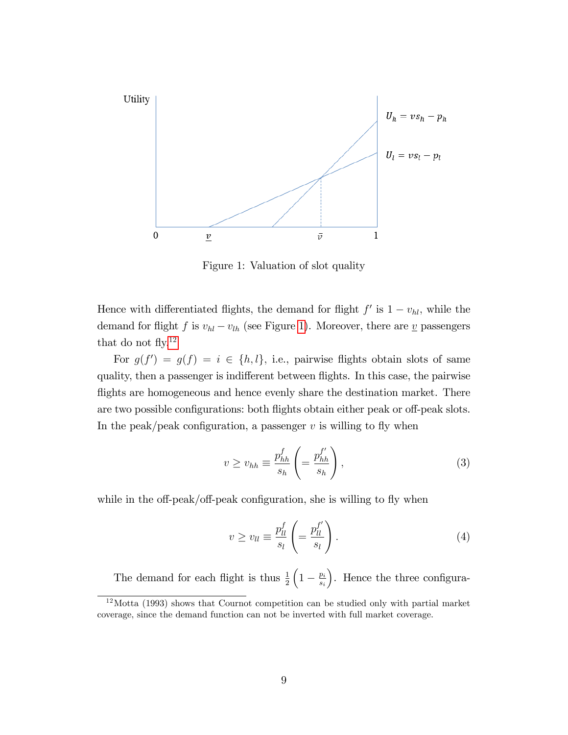Figure 1: Valuation of slot quality

Hence with differentiated flights, the demand for flight $f'$ is $1 - v_{hl}$, while the demand for flight $f$ is $v_{hl} - v_{lh}$ (see Figure 1). Moreover, there are $\underline{v}$ passengers that do not fly.[12]

For $g(f') = g(f) = i \in \{h, l\}$, i.e., pairwise flights obtain slots of same quality, then a passenger is indifferent between flights. In this case, the pairwise flights are homogeneous and hence evenly share the destination market. There are two possible configurations: both flights obtain either peak or off-peak slots. In the peak/peak configuration, a passenger $v$ is willing to fly when

$$v \geq v_{hh} \equiv \frac{p_{hh}^{f}}{s_h} \left( = \frac{p_{hh}^{f'}}{s_h} \right), \tag{3}$$

while in the off-peak/off-peak configuration, she is willing to fly when

$$v \geq v_{ll} \equiv \frac{p_{ll}^{f}}{s_l} \left( = \frac{p_{ll}^{f'}}{s_l} \right). \tag{4}$$

The demand for each flight is thus $\frac{1}{2}\left(1 - \frac{p_i}{s_i}\right)$. Hence the three configura-

[12] Motta (1993) shows that Cournot competition can be studied only with partial market coverage, since the demand function can not be inverted with full market coverage.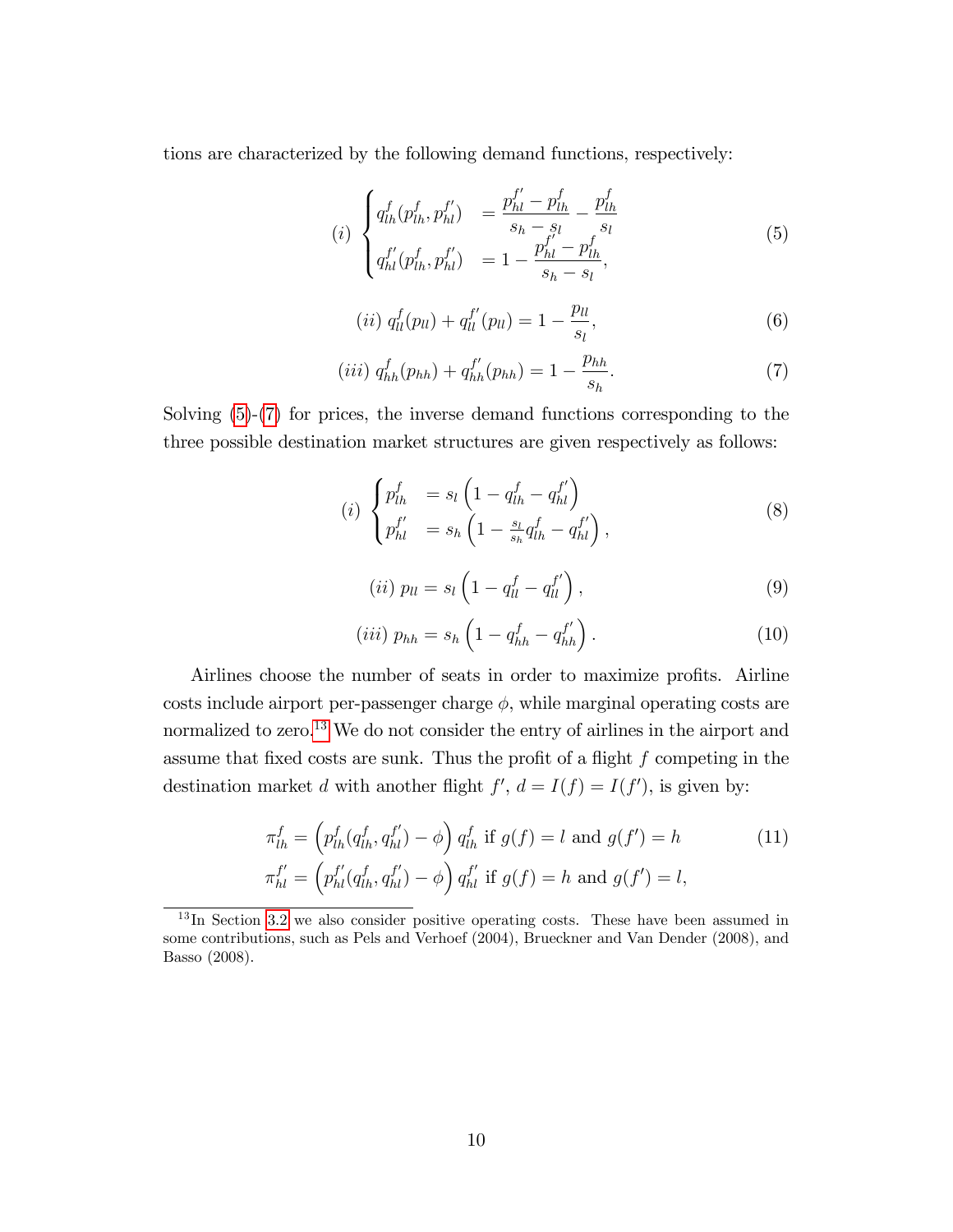tions are characterized by the following demand functions, respectively:

$$
(i) \begin{cases} q^f_{lh}(p^f_{lh}, p^{f'}_{hl}) &= \dfrac{p^{f'}_{hl} - p^f_{lh}}{s_h - s_l} - \dfrac{p^f_{lh}}{s_l} \\ q^{f'}_{hl}(p^f_{lh}, p^{f'}_{hl}) &= 1 - \dfrac{p^{f'}_{hl} - p^f_{lh}}{s_h - s_l}, \end{cases} \tag{5}
$$

$$
(ii)\; q^f_{ll}(p_{ll}) + q^{f'}_{ll}(p_{ll}) = 1 - \frac{p_{ll}}{s_l}, \tag{6}
$$

$$
(iii)\; q^f_{hh}(p_{hh}) + q^{f'}_{hh}(p_{hh}) = 1 - \frac{p_{hh}}{s_h}. \tag{7}
$$

Solving (5)-(7) for prices, the inverse demand functions corresponding to the three possible destination market structures are given respectively as follows:

$$
(i) \begin{cases} p^f_{lh} &= s_l \left(1 - q^f_{lh} - q^{f'}_{hl}\right) \\ p^{f'}_{hl} &= s_h \left(1 - \frac{s_l}{s_h} q^f_{lh} - q^{f'}_{hl}\right), \end{cases} \tag{8}
$$

$$
(ii)\; p_{ll} = s_l \left(1 - q^f_{ll} - q^{f'}_{ll}\right), \tag{9}
$$

$$
(iii)\; p_{hh} = s_h \left(1 - q^f_{hh} - q^{f'}_{hh}\right). \tag{10}
$$

Airlines choose the number of seats in order to maximize profits. Airline costs include airport per-passenger charge $\phi$, while marginal operating costs are normalized to zero.[13] We do not consider the entry of airlines in the airport and assume that fixed costs are sunk. Thus the profit of a flight $f$ competing in the destination market $d$ with another flight $f'$, $d = I(f) = I(f')$, is given by:

$$
\begin{aligned} \pi^f_{lh} &= \left(p^f_{lh}(q^f_{lh}, q^{f'}_{hl}) - \phi\right) q^f_{lh} \text{ if } g(f) = l \text{ and } g(f') = h \\ \pi^{f'}_{hl} &= \left(p^{f'}_{hl}(q^f_{lh}, q^{f'}_{hl}) - \phi\right) q^{f'}_{hl} \text{ if } g(f) = h \text{ and } g(f') = l, \end{aligned} \tag{11}
$$

[13] In Section 3.2 we also consider positive operating costs. These have been assumed in some contributions, such as Pels and Verhoef (2004), Brueckner and Van Dender (2008), and Basso (2008).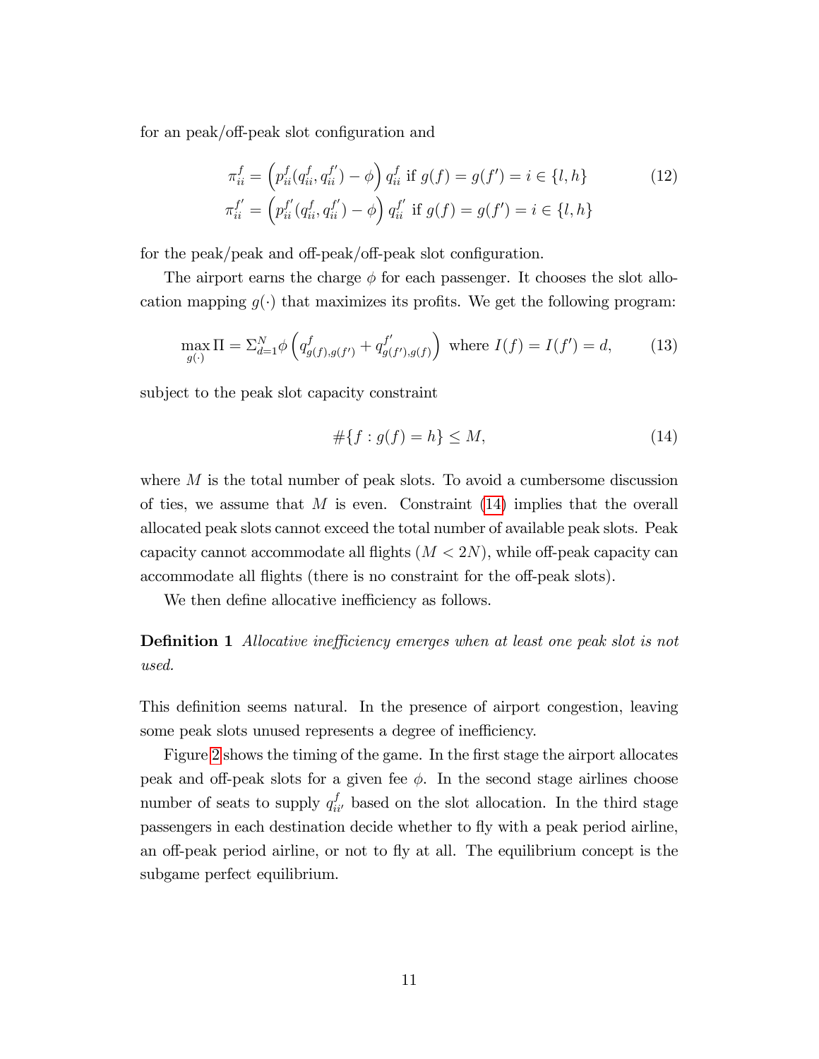for an peak/off-peak slot configuration and

$$
\begin{aligned}
\pi_{ii}^{f} &= \left(p_{ii}^{f}(q_{ii}^{f}, q_{ii}^{f'}) - \phi\right) q_{ii}^{f} \text{ if } g(f) = g(f') = i \in \{l, h\} \\
\pi_{ii}^{f'} &= \left(p_{ii}^{f'}(q_{ii}^{f}, q_{ii}^{f'}) - \phi\right) q_{ii}^{f'} \text{ if } g(f) = g(f') = i \in \{l, h\}
\end{aligned}
\tag{12}
$$

for the peak/peak and off-peak/off-peak slot configuration.

The airport earns the charge $\phi$ for each passenger. It chooses the slot allocation mapping $g(\cdot)$ that maximizes its profits. We get the following program:

$$
\max_{g(\cdot)} \Pi = \Sigma_{d=1}^{N} \phi \left( q_{g(f),g(f')}^{f} + q_{g(f'),g(f)}^{f'} \right) \text{ where } I(f) = I(f') = d, \tag{13}
$$

subject to the peak slot capacity constraint

$$
\#\{f : g(f) = h\} \leq M, \tag{14}
$$

where $M$ is the total number of peak slots. To avoid a cumbersome discussion of ties, we assume that $M$ is even. Constraint (14) implies that the overall allocated peak slots cannot exceed the total number of available peak slots. Peak capacity cannot accommodate all flights ($M < 2N$), while off-peak capacity can accommodate all flights (there is no constraint for the off-peak slots).

We then define allocative inefficiency as follows.

**Definition 1** *Allocative inefficiency emerges when at least one peak slot is not used.*

This definition seems natural. In the presence of airport congestion, leaving some peak slots unused represents a degree of inefficiency.

Figure 2 shows the timing of the game. In the first stage the airport allocates peak and off-peak slots for a given fee $\phi$. In the second stage airlines choose number of seats to supply $q_{ii'}^{f}$ based on the slot allocation. In the third stage passengers in each destination decide whether to fly with a peak period airline, an off-peak period airline, or not to fly at all. The equilibrium concept is the subgame perfect equilibrium.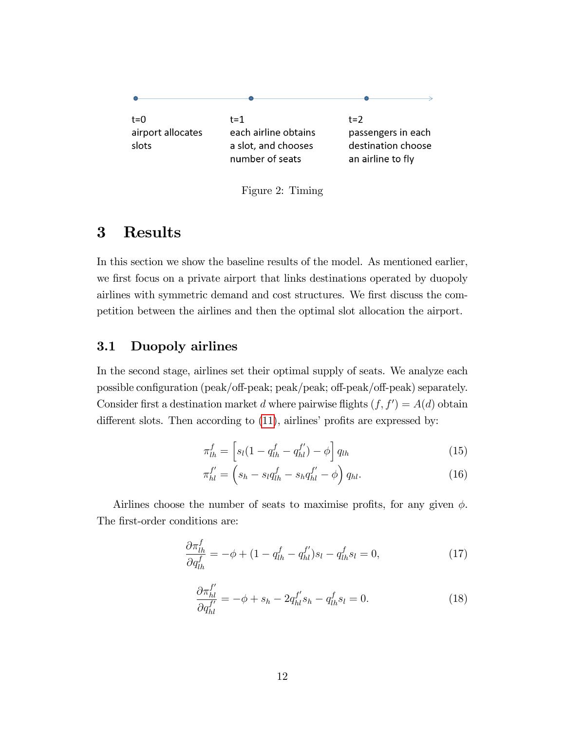t=0
airport allocates slots

t=1
each airline obtains a slot, and chooses number of seats

t=2
passengers in each destination choose an airline to fly

Figure 2: Timing

# 3 Results

In this section we show the baseline results of the model. As mentioned earlier, we first focus on a private airport that links destinations operated by duopoly airlines with symmetric demand and cost structures. We first discuss the competition between the airlines and then the optimal slot allocation the airport.

## 3.1 Duopoly airlines

In the second stage, airlines set their optimal supply of seats. We analyze each possible configuration (peak/off-peak; peak/peak; off-peak/off-peak) separately. Consider first a destination market $d$ where pairwise flights $(f, f') = A(d)$ obtain different slots. Then according to (11), airlines' profits are expressed by:

$$\pi^f_{lh} = \left[ s_l(1 - q^f_{lh} - q^{f'}_{hl}) - \phi \right] q_{lh} \tag{15}$$

$$\pi^{f'}_{hl} = \left( s_h - s_l q^f_{lh} - s_h q^{f'}_{hl} - \phi \right) q_{hl}. \tag{16}$$

Airlines choose the number of seats to maximise profits, for any given $\phi$. The first-order conditions are:

$$\frac{\partial \pi^f_{lh}}{\partial q^f_{lh}} = -\phi + (1 - q^f_{lh} - q^{f'}_{hl}) s_l - q^f_{lh} s_l = 0, \tag{17}$$

$$\frac{\partial \pi^{f'}_{hl}}{\partial q^{f'}_{hl}} = -\phi + s_h - 2q^{f'}_{hl} s_h - q^f_{lh} s_l = 0. \tag{18}$$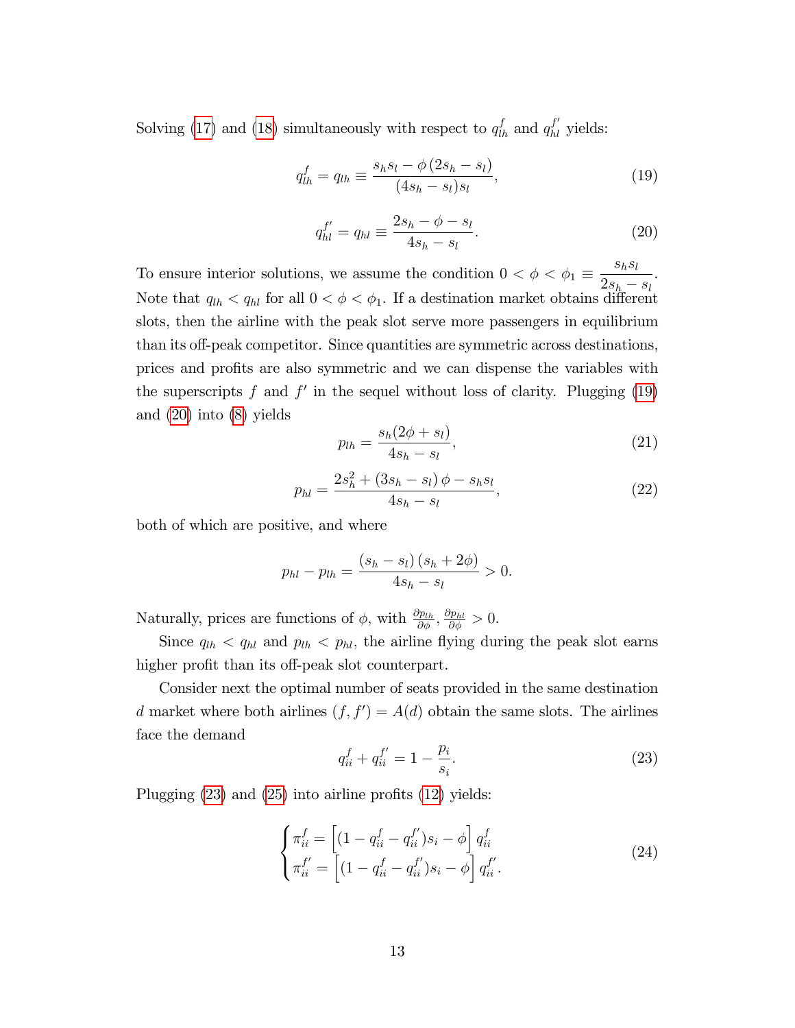Solving (17) and (18) simultaneously with respect to $q_{lh}^{f}$ and $q_{hl}^{f'}$ yields:

$$q_{lh}^{f} = q_{lh} \equiv \frac{s_h s_l - \phi\left(2s_h - s_l\right)}{(4s_h - s_l)s_l}, \tag{19}$$

$$q_{hl}^{f'} = q_{hl} \equiv \frac{2s_h - \phi - s_l}{4s_h - s_l}. \tag{20}$$

To ensure interior solutions, we assume the condition $0 < \phi < \phi_1 \equiv \frac{s_h s_l}{2s_h - s_l}$. Note that $q_{lh} < q_{hl}$ for all $0 < \phi < \phi_1$. If a destination market obtains different slots, then the airline with the peak slot serve more passengers in equilibrium than its off-peak competitor. Since quantities are symmetric across destinations, prices and profits are also symmetric and we can dispense the variables with the superscripts $f$ and $f'$ in the sequel without loss of clarity. Plugging (19) and (20) into (8) yields

$$p_{lh} = \frac{s_h(2\phi + s_l)}{4s_h - s_l}, \tag{21}$$

$$p_{hl} = \frac{2s_h^2 + \left(3s_h - s_l\right)\phi - s_h s_l}{4s_h - s_l}, \tag{22}$$

both of which are positive, and where

$$p_{hl} - p_{lh} = \frac{\left(s_h - s_l\right)\left(s_h + 2\phi\right)}{4s_h - s_l} > 0.$$

Naturally, prices are functions of $\phi$, with $\frac{\partial p_{lh}}{\partial \phi}, \frac{\partial p_{hl}}{\partial \phi} > 0$.

Since $q_{lh} < q_{hl}$ and $p_{lh} < p_{hl}$, the airline flying during the peak slot earns higher profit than its off-peak slot counterpart.

Consider next the optimal number of seats provided in the same destination $d$ market where both airlines $(f, f') = A(d)$ obtain the same slots. The airlines face the demand

$$q_{ii}^{f} + q_{ii}^{f'} = 1 - \frac{p_i}{s_i}. \tag{23}$$

Plugging (23) and (25) into airline profits (12) yields:

$$\begin{cases} \pi_{ii}^{f} = \left[(1 - q_{ii}^{f} - q_{ii}^{f'})s_i - \phi\right] q_{ii}^{f} \\ \pi_{ii}^{f'} = \left[(1 - q_{ii}^{f} - q_{ii}^{f'})s_i - \phi\right] q_{ii}^{f'}. \end{cases} \tag{24}$$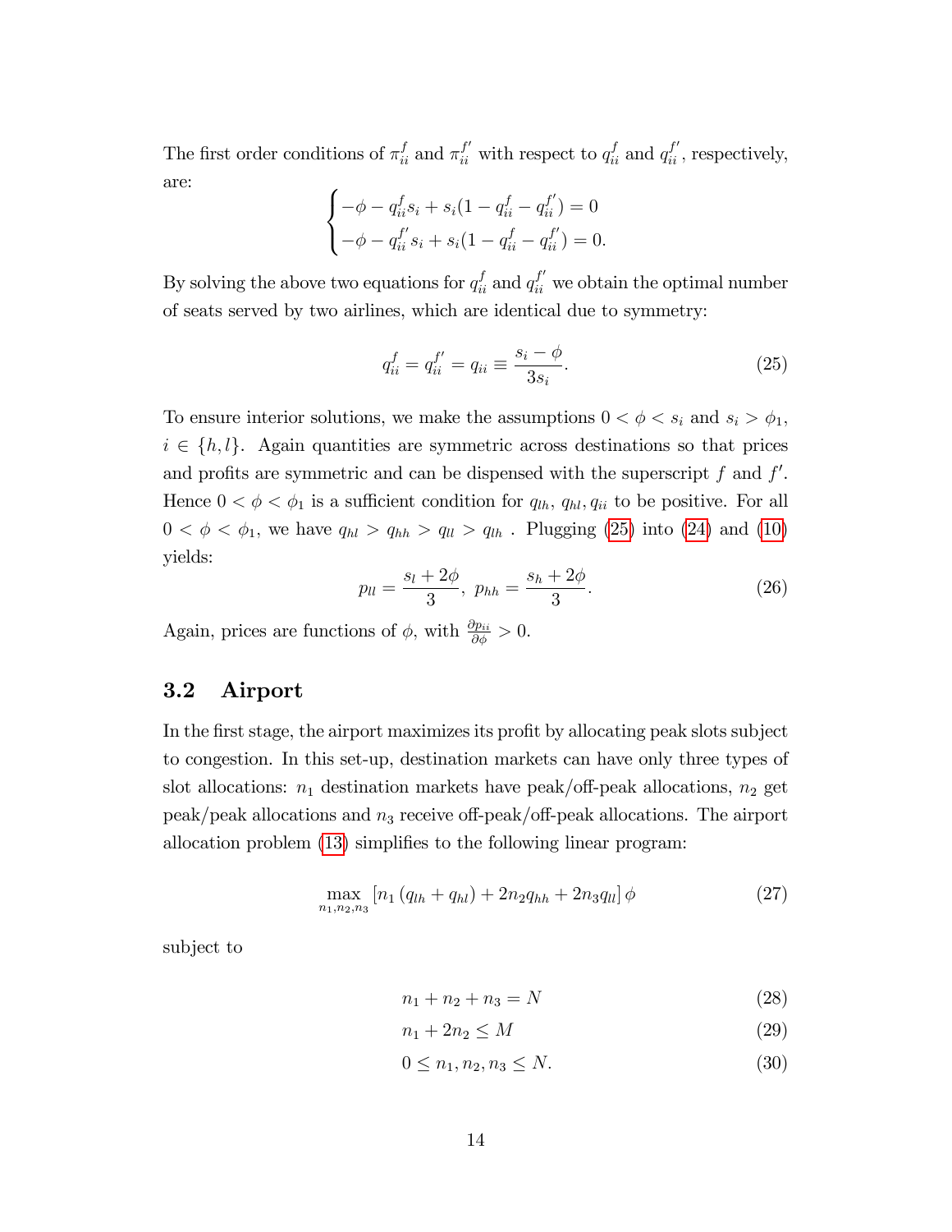The first order conditions of $\pi_{ii}^{f}$ and $\pi_{ii}^{f'}$ with respect to $q_{ii}^{f}$ and $q_{ii}^{f'}$, respectively, are:

$$\begin{cases} -\phi - q_{ii}^{f} s_i + s_i(1 - q_{ii}^{f} - q_{ii}^{f'}) = 0 \\ -\phi - q_{ii}^{f'} s_i + s_i(1 - q_{ii}^{f} - q_{ii}^{f'}) = 0. \end{cases}$$

By solving the above two equations for $q_{ii}^{f}$ and $q_{ii}^{f'}$ we obtain the optimal number of seats served by two airlines, which are identical due to symmetry:

$$q_{ii}^{f} = q_{ii}^{f'} = q_{ii} \equiv \frac{s_i - \phi}{3 s_i}. \tag{25}$$

To ensure interior solutions, we make the assumptions $0 < \phi < s_i$ and $s_i > \phi_1$, $i \in \{h, l\}$. Again quantities are symmetric across destinations so that prices and profits are symmetric and can be dispensed with the superscript $f$ and $f'$. Hence $0 < \phi < \phi_1$ is a sufficient condition for $q_{lh}$, $q_{hl}, q_{ii}$ to be positive. For all $0 < \phi < \phi_1$, we have $q_{hl} > q_{hh} > q_{ll} > q_{lh}$ . Plugging (25) into (24) and (10) yields:

$$p_{ll} = \frac{s_l + 2\phi}{3},\ p_{hh} = \frac{s_h + 2\phi}{3}. \tag{26}$$

Again, prices are functions of $\phi$, with $\frac{\partial p_{ii}}{\partial \phi} > 0$.

## 3.2 Airport

In the first stage, the airport maximizes its profit by allocating peak slots subject to congestion. In this set-up, destination markets can have only three types of slot allocations: $n_1$ destination markets have peak/off-peak allocations, $n_2$ get peak/peak allocations and $n_3$ receive off-peak/off-peak allocations. The airport allocation problem (13) simplifies to the following linear program:

$$\max_{n_1, n_2, n_3} \left[ n_1 \left( q_{lh} + q_{hl} \right) + 2 n_2 q_{hh} + 2 n_3 q_{ll} \right] \phi \tag{27}$$

subject to

$$n_1 + n_2 + n_3 = N \tag{28}$$

$$n_1 + 2n_2 \le M \tag{29}$$

$$0 \le n_1, n_2, n_3 \le N. \tag{30}$$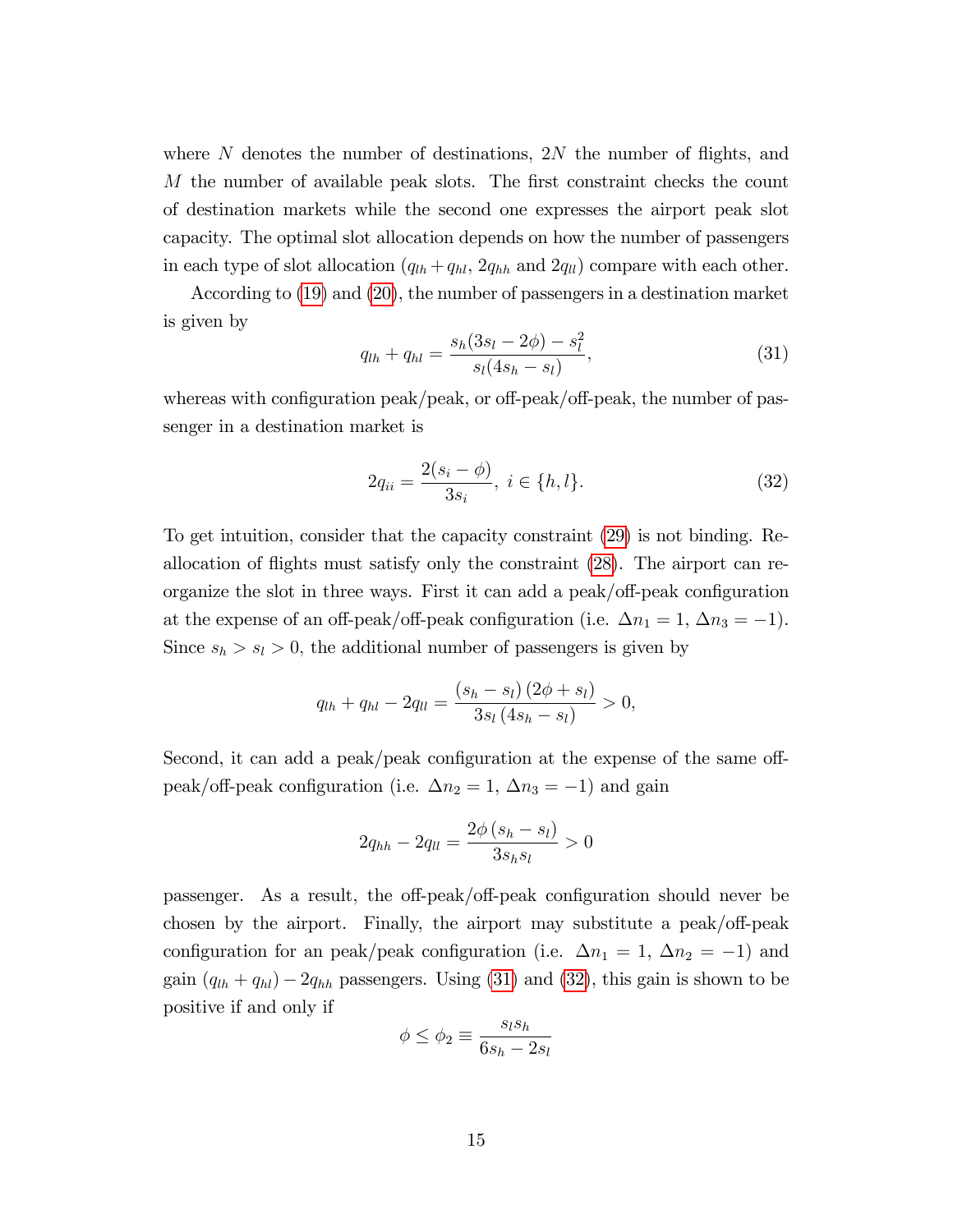where $N$ denotes the number of destinations, $2N$ the number of flights, and $M$ the number of available peak slots. The first constraint checks the count of destination markets while the second one expresses the airport peak slot capacity. The optimal slot allocation depends on how the number of passengers in each type of slot allocation ($q_{lh}+q_{hl}$, $2q_{hh}$ and $2q_{ll}$) compare with each other.

According to (19) and (20), the number of passengers in a destination market is given by

$$q_{lh} + q_{hl} = \frac{s_h(3s_l - 2\phi) - s_l^2}{s_l(4s_h - s_l)}, \tag{31}$$

whereas with configuration peak/peak, or off-peak/off-peak, the number of passenger in a destination market is

$$2q_{ii} = \frac{2(s_i - \phi)}{3s_i},\ i \in \{h, l\}. \tag{32}$$

To get intuition, consider that the capacity constraint (29) is not binding. Reallocation of flights must satisfy only the constraint (28). The airport can reorganize the slot in three ways. First it can add a peak/off-peak configuration at the expense of an off-peak/off-peak configuration (i.e. $\Delta n_1 = 1$, $\Delta n_3 = -1$). Since $s_h > s_l > 0$, the additional number of passengers is given by

$$q_{lh} + q_{hl} - 2q_{ll} = \frac{(s_h - s_l)(2\phi + s_l)}{3s_l(4s_h - s_l)} > 0,$$

Second, it can add a peak/peak configuration at the expense of the same off-peak/off-peak configuration (i.e. $\Delta n_2 = 1$, $\Delta n_3 = -1$) and gain

$$2q_{hh} - 2q_{ll} = \frac{2\phi(s_h - s_l)}{3s_h s_l} > 0$$

passenger. As a result, the off-peak/off-peak configuration should never be chosen by the airport. Finally, the airport may substitute a peak/off-peak configuration for an peak/peak configuration (i.e. $\Delta n_1 = 1$, $\Delta n_2 = -1$) and gain $(q_{lh} + q_{hl}) - 2q_{hh}$ passengers. Using (31) and (32), this gain is shown to be positive if and only if

$$\phi \le \phi_2 \equiv \frac{s_l s_h}{6s_h - 2s_l}$$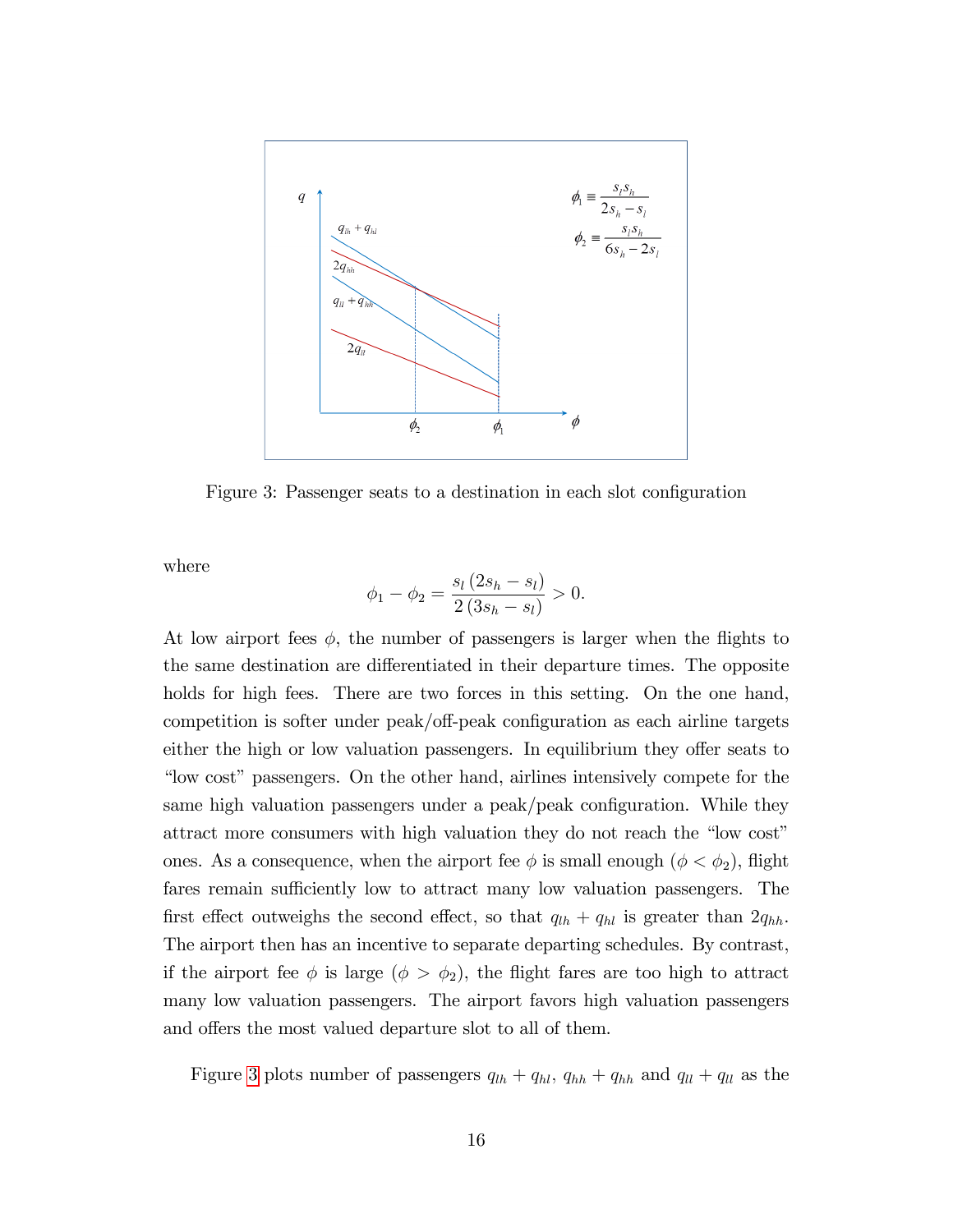Figure 3: Passenger seats to a destination in each slot configuration

where

$$\phi_1 - \phi_2 = \frac{s_l \left(2s_h - s_l\right)}{2\left(3s_h - s_l\right)} > 0.$$

At low airport fees $\phi$, the number of passengers is larger when the flights to the same destination are differentiated in their departure times. The opposite holds for high fees. There are two forces in this setting. On the one hand, competition is softer under peak/off-peak configuration as each airline targets either the high or low valuation passengers. In equilibrium they offer seats to "low cost" passengers. On the other hand, airlines intensively compete for the same high valuation passengers under a peak/peak configuration. While they attract more consumers with high valuation they do not reach the "low cost" ones. As a consequence, when the airport fee $\phi$ is small enough ($\phi < \phi_2$), flight fares remain sufficiently low to attract many low valuation passengers. The first effect outweighs the second effect, so that $q_{lh} + q_{hl}$ is greater than $2q_{hh}$. The airport then has an incentive to separate departing schedules. By contrast, if the airport fee $\phi$ is large ($\phi > \phi_2$), the flight fares are too high to attract many low valuation passengers. The airport favors high valuation passengers and offers the most valued departure slot to all of them.

Figure 3 plots number of passengers $q_{lh} + q_{hl}$, $q_{hh} + q_{hh}$ and $q_{ll} + q_{ll}$ as the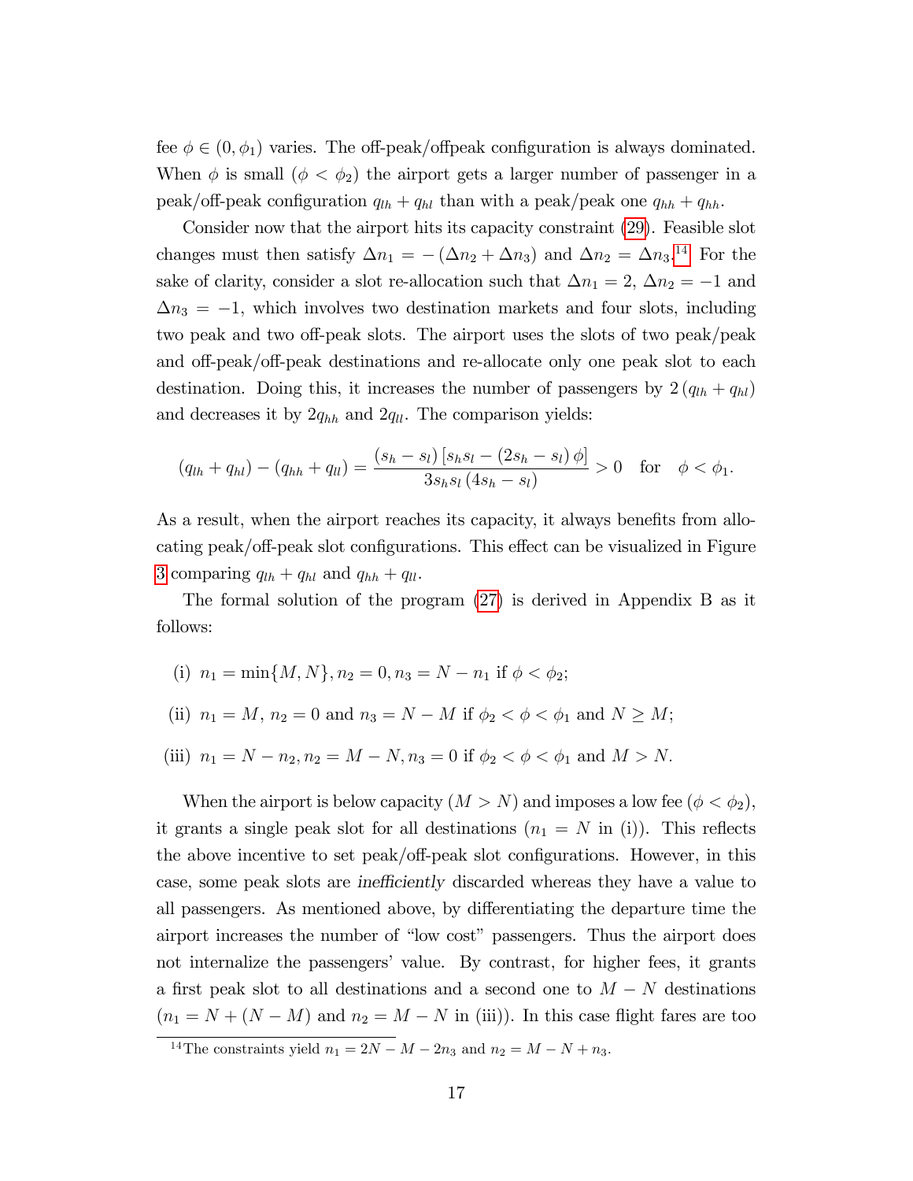fee $\phi \in (0, \phi_1)$ varies. The off-peak/offpeak configuration is always dominated. When $\phi$ is small ($\phi < \phi_2$) the airport gets a larger number of passenger in a peak/off-peak configuration $q_{lh} + q_{hl}$ than with a peak/peak one $q_{hh} + q_{hh}$.

Consider now that the airport hits its capacity constraint (29). Feasible slot changes must then satisfy $\Delta n_1 = -(\Delta n_2 + \Delta n_3)$ and $\Delta n_2 = \Delta n_3$.[14] For the sake of clarity, consider a slot re-allocation such that $\Delta n_1 = 2$, $\Delta n_2 = -1$ and $\Delta n_3 = -1$, which involves two destination markets and four slots, including two peak and two off-peak slots. The airport uses the slots of two peak/peak and off-peak/off-peak destinations and re-allocate only one peak slot to each destination. Doing this, it increases the number of passengers by $2(q_{lh} + q_{hl})$ and decreases it by $2q_{hh}$ and $2q_{ll}$. The comparison yields:

$$(q_{lh} + q_{hl}) - (q_{hh} + q_{ll}) = \frac{(s_h - s_l)[s_h s_l - (2s_h - s_l)\phi]}{3s_h s_l (4s_h - s_l)} > 0 \quad \text{for} \quad \phi < \phi_1.$$

As a result, when the airport reaches its capacity, it always benefits from allocating peak/off-peak slot configurations. This effect can be visualized in Figure 3 comparing $q_{lh} + q_{hl}$ and $q_{hh} + q_{ll}$.

The formal solution of the program (27) is derived in Appendix B as it follows:

(i) $n_1 = \min\{M, N\}, n_2 = 0, n_3 = N - n_1$ if $\phi < \phi_2$;

(ii) $n_1 = M$, $n_2 = 0$ and $n_3 = N - M$ if $\phi_2 < \phi < \phi_1$ and $N \geq M$;

(iii) $n_1 = N - n_2, n_2 = M - N, n_3 = 0$ if $\phi_2 < \phi < \phi_1$ and $M > N$.

When the airport is below capacity ($M > N$) and imposes a low fee ($\phi < \phi_2$), it grants a single peak slot for all destinations ($n_1 = N$ in (i)). This reflects the above incentive to set peak/off-peak slot configurations. However, in this case, some peak slots are *inefficiently* discarded whereas they have a value to all passengers. As mentioned above, by differentiating the departure time the airport increases the number of "low cost" passengers. Thus the airport does not internalize the passengers' value. By contrast, for higher fees, it grants a first peak slot to all destinations and a second one to $M - N$ destinations ($n_1 = N + (N - M)$ and $n_2 = M - N$ in (iii)). In this case flight fares are too

[14] The constraints yield $n_1 = 2N - M - 2n_3$ and $n_2 = M - N + n_3$.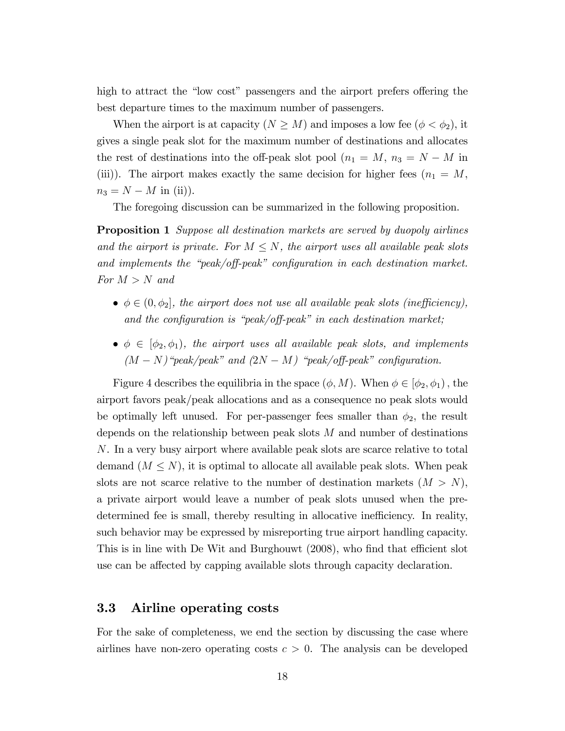high to attract the "low cost" passengers and the airport prefers offering the best departure times to the maximum number of passengers.

When the airport is at capacity ($N \geq M$) and imposes a low fee ($\phi < \phi_2$), it gives a single peak slot for the maximum number of destinations and allocates the rest of destinations into the off-peak slot pool ($n_1 = M$, $n_3 = N - M$ in (iii)). The airport makes exactly the same decision for higher fees ($n_1 = M$, $n_3 = N - M$ in (ii)).

The foregoing discussion can be summarized in the following proposition.

**Proposition 1** *Suppose all destination markets are served by duopoly airlines and the airport is private. For $M \leq N$, the airport uses all available peak slots and implements the "peak/off-peak" configuration in each destination market. For $M > N$ and*

- $\phi \in (0, \phi_2]$, *the airport does not use all available peak slots (inefficiency), and the configuration is "peak/off-peak" in each destination market;*
- $\phi \in [\phi_2, \phi_1)$, *the airport uses all available peak slots, and implements $(M - N)$ "peak/peak" and $(2N - M)$ "peak/off-peak" configuration.*

Figure 4 describes the equilibria in the space $(\phi, M)$. When $\phi \in [\phi_2, \phi_1)$, the airport favors peak/peak allocations and as a consequence no peak slots would be optimally left unused. For per-passenger fees smaller than $\phi_2$, the result depends on the relationship between peak slots $M$ and number of destinations $N$. In a very busy airport where available peak slots are scarce relative to total demand ($M \leq N$), it is optimal to allocate all available peak slots. When peak slots are not scarce relative to the number of destination markets ($M > N$), a private airport would leave a number of peak slots unused when the pre-determined fee is small, thereby resulting in allocative inefficiency. In reality, such behavior may be expressed by misreporting true airport handling capacity. This is in line with De Wit and Burghouwt (2008), who find that efficient slot use can be affected by capping available slots through capacity declaration.

## 3.3 Airline operating costs

For the sake of completeness, we end the section by discussing the case where airlines have non-zero operating costs $c > 0$. The analysis can be developed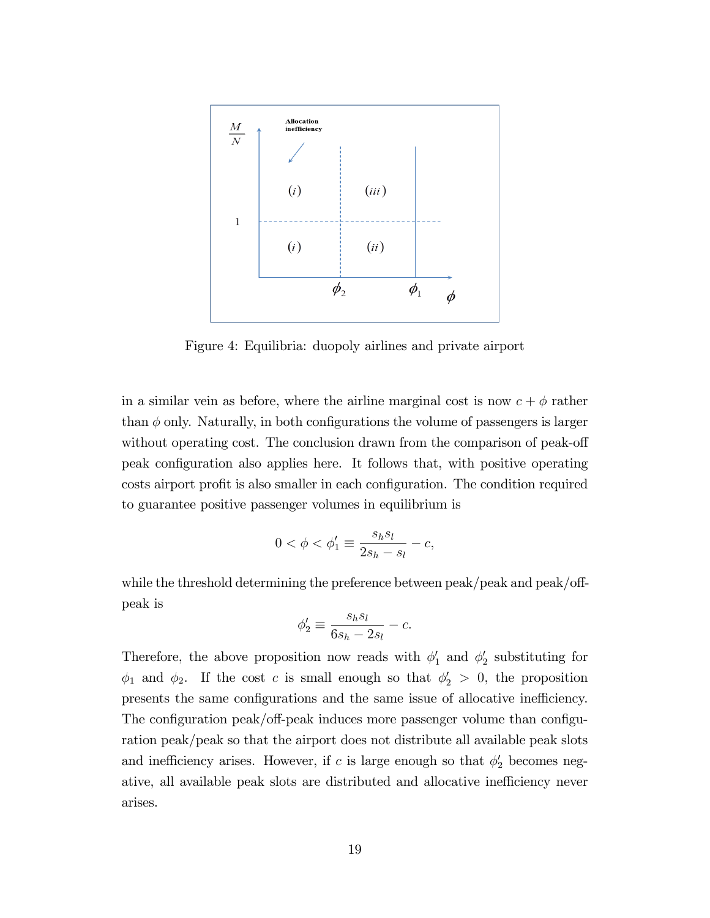Figure 4: Equilibria: duopoly airlines and private airport

in a similar vein as before, where the airline marginal cost is now $c + \phi$ rather than $\phi$ only. Naturally, in both configurations the volume of passengers is larger without operating cost. The conclusion drawn from the comparison of peak-off peak configuration also applies here. It follows that, with positive operating costs airport profit is also smaller in each configuration. The condition required to guarantee positive passenger volumes in equilibrium is

$$0 < \phi < \phi_1' \equiv \frac{s_h s_l}{2s_h - s_l} - c,$$

while the threshold determining the preference between peak/peak and peak/off-peak is

$$\phi_2' \equiv \frac{s_h s_l}{6s_h - 2s_l} - c.$$

Therefore, the above proposition now reads with $\phi_1'$ and $\phi_2'$ substituting for $\phi_1$ and $\phi_2$. If the cost $c$ is small enough so that $\phi_2' > 0$, the proposition presents the same configurations and the same issue of allocative inefficiency. The configuration peak/off-peak induces more passenger volume than configuration peak/peak so that the airport does not distribute all available peak slots and inefficiency arises. However, if $c$ is large enough so that $\phi_2'$ becomes negative, all available peak slots are distributed and allocative inefficiency never arises.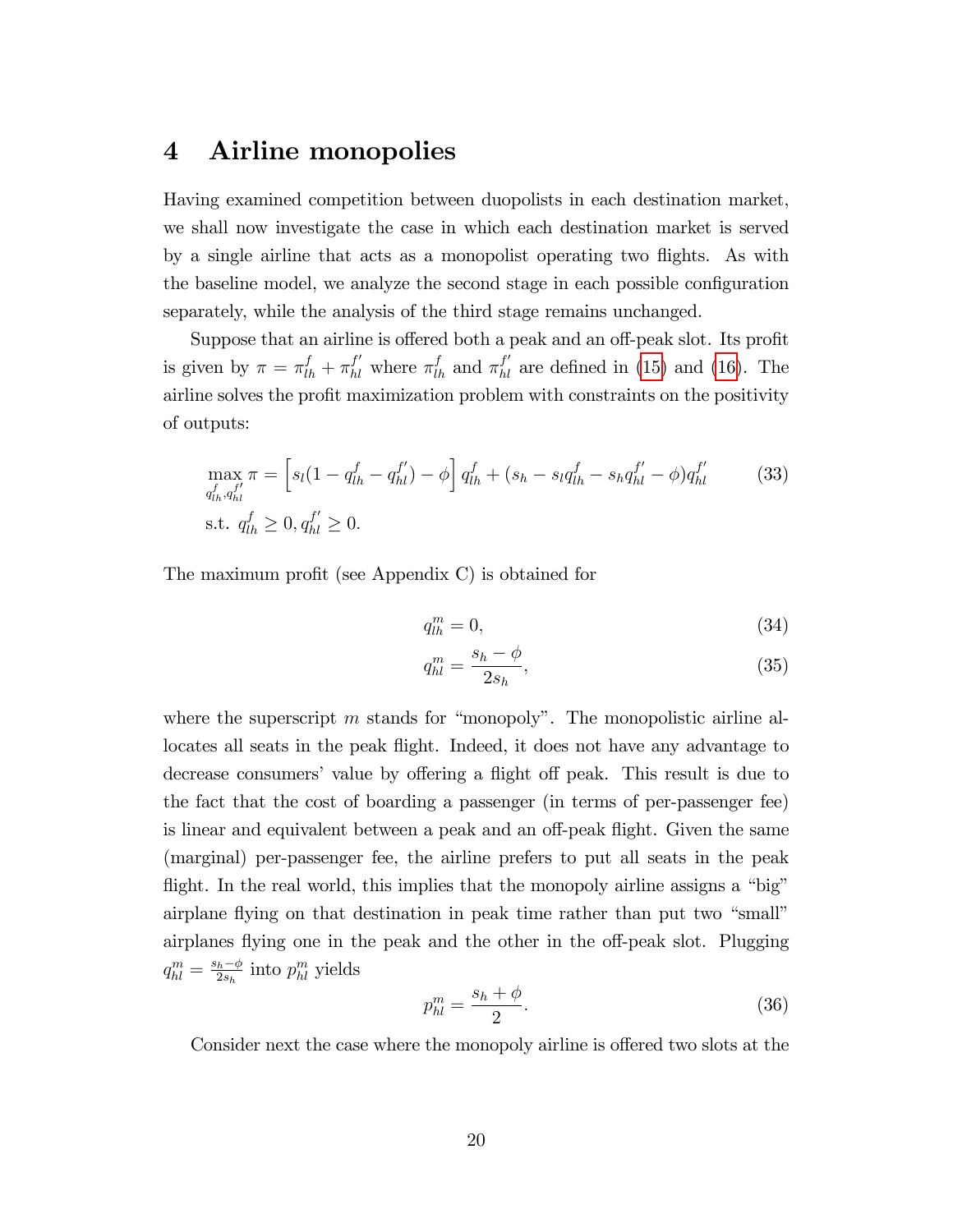# 4 Airline monopolies

Having examined competition between duopolists in each destination market, we shall now investigate the case in which each destination market is served by a single airline that acts as a monopolist operating two flights. As with the baseline model, we analyze the second stage in each possible configuration separately, while the analysis of the third stage remains unchanged.

Suppose that an airline is offered both a peak and an off-peak slot. Its profit is given by $\pi = \pi_{lh}^{f} + \pi_{hl}^{f'}$ where $\pi_{lh}^{f}$ and $\pi_{hl}^{f'}$ are defined in (15) and (16). The airline solves the profit maximization problem with constraints on the positivity of outputs:

$$\max_{q_{lh}^{f}, q_{hl}^{f'}} \pi = \left[ s_l(1 - q_{lh}^{f} - q_{hl}^{f'}) - \phi \right] q_{lh}^{f} + (s_h - s_l q_{lh}^{f} - s_h q_{hl}^{f'} - \phi) q_{hl}^{f'} \tag{33}$$

$$\text{s.t. } q_{lh}^{f} \geq 0, q_{hl}^{f'} \geq 0.$$

The maximum profit (see Appendix C) is obtained for

$$q_{lh}^{m} = 0, \tag{34}$$

$$q_{hl}^{m} = \frac{s_h - \phi}{2 s_h}, \tag{35}$$

where the superscript $m$ stands for "monopoly". The monopolistic airline allocates all seats in the peak flight. Indeed, it does not have any advantage to decrease consumers' value by offering a flight off peak. This result is due to the fact that the cost of boarding a passenger (in terms of per-passenger fee) is linear and equivalent between a peak and an off-peak flight. Given the same (marginal) per-passenger fee, the airline prefers to put all seats in the peak flight. In the real world, this implies that the monopoly airline assigns a "big" airplane flying on that destination in peak time rather than put two "small" airplanes flying one in the peak and the other in the off-peak slot. Plugging $q_{hl}^{m} = \frac{s_h - \phi}{2 s_h}$ into $p_{hl}^{m}$ yields

$$p_{hl}^{m} = \frac{s_h + \phi}{2}. \tag{36}$$

Consider next the case where the monopoly airline is offered two slots at the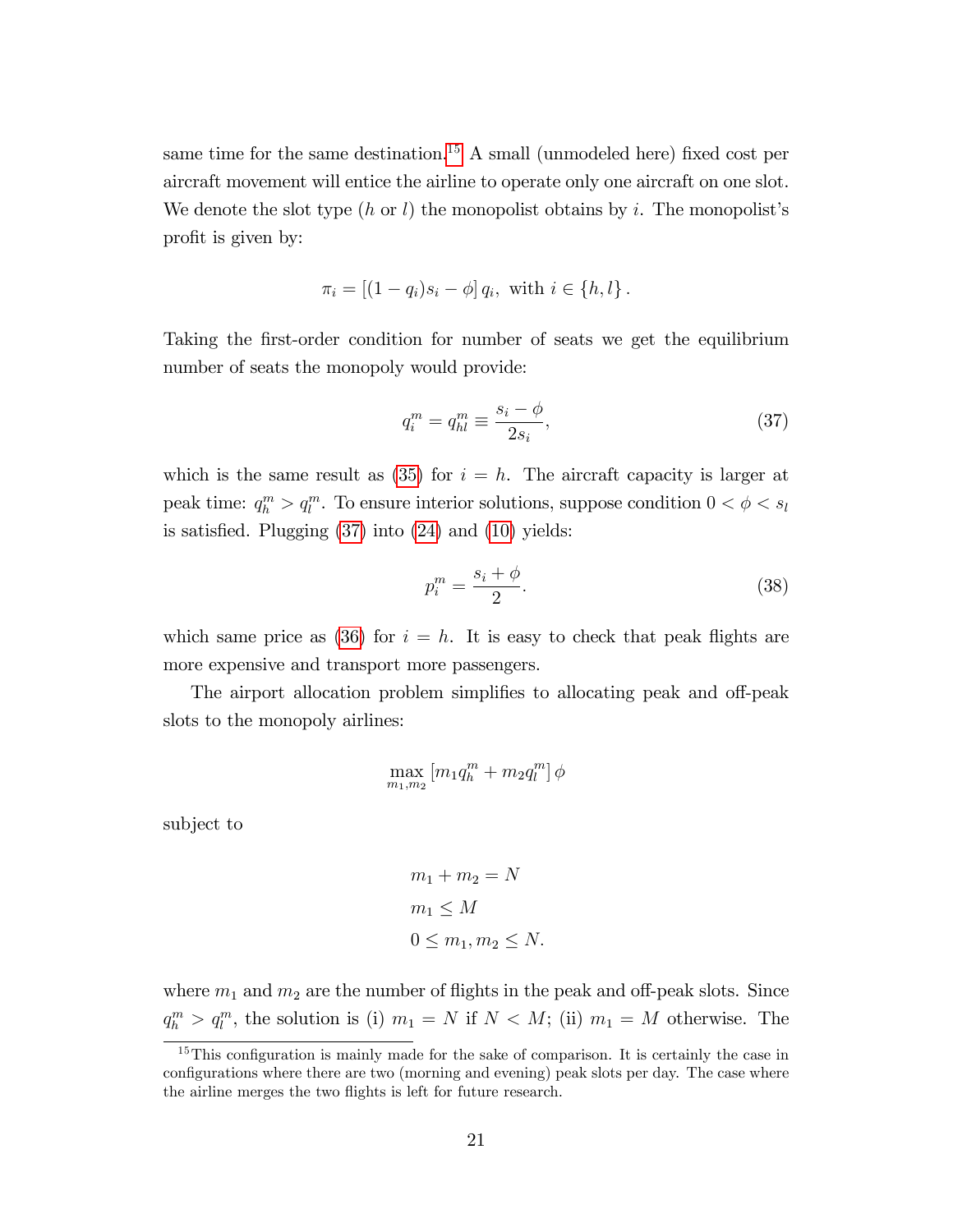same time for the same destination.[15] A small (unmodeled here) fixed cost per aircraft movement will entice the airline to operate only one aircraft on one slot. We denote the slot type ($h$ or $l$) the monopolist obtains by $i$. The monopolist's profit is given by:

$$\pi_i = \left[(1 - q_i)s_i - \phi\right] q_i, \text{ with } i \in \{h, l\}.$$

Taking the first-order condition for number of seats we get the equilibrium number of seats the monopoly would provide:

$$q_i^m = q_{hl}^m \equiv \frac{s_i - \phi}{2s_i}, \tag{37}$$

which is the same result as (35) for $i = h$. The aircraft capacity is larger at peak time: $q_h^m > q_l^m$. To ensure interior solutions, suppose condition $0 < \phi < s_l$ is satisfied. Plugging (37) into (24) and (10) yields:

$$p_i^m = \frac{s_i + \phi}{2}. \tag{38}$$

which same price as (36) for $i = h$. It is easy to check that peak flights are more expensive and transport more passengers.

The airport allocation problem simplifies to allocating peak and off-peak slots to the monopoly airlines:

$$\max_{m_1, m_2} \left[m_1 q_h^m + m_2 q_l^m\right] \phi$$

subject to

$$m_1 + m_2 = N$$
$$m_1 \leq M$$
$$0 \leq m_1, m_2 \leq N.$$

where $m_1$ and $m_2$ are the number of flights in the peak and off-peak slots. Since $q_h^m > q_l^m$, the solution is (i) $m_1 = N$ if $N < M$; (ii) $m_1 = M$ otherwise. The

[15] This configuration is mainly made for the sake of comparison. It is certainly the case in configurations where there are two (morning and evening) peak slots per day. The case where the airline merges the two flights is left for future research.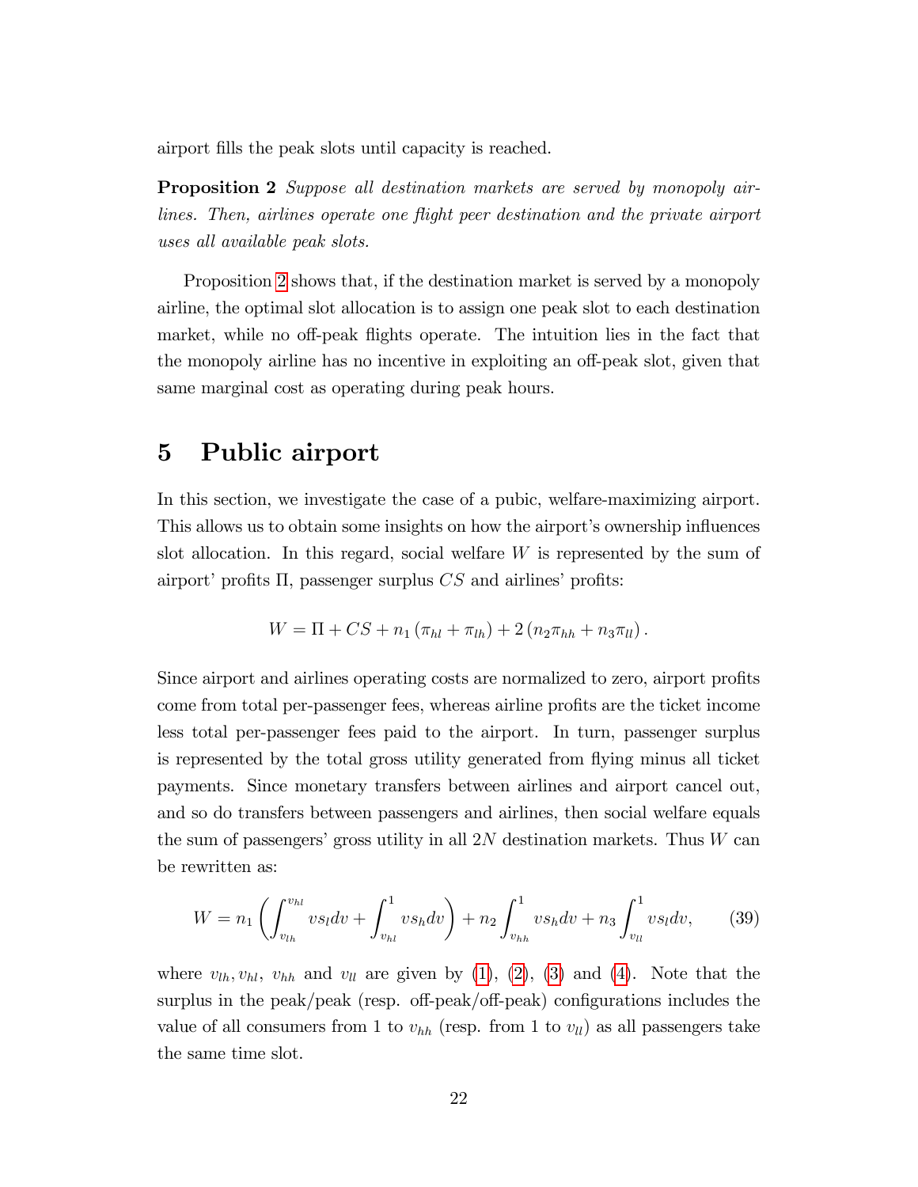airport fills the peak slots until capacity is reached.

**Proposition 2** *Suppose all destination markets are served by monopoly airlines. Then, airlines operate one flight peer destination and the private airport uses all available peak slots.*

Proposition 2 shows that, if the destination market is served by a monopoly airline, the optimal slot allocation is to assign one peak slot to each destination market, while no off-peak flights operate. The intuition lies in the fact that the monopoly airline has no incentive in exploiting an off-peak slot, given that same marginal cost as operating during peak hours.

# 5 Public airport

In this section, we investigate the case of a pubic, welfare-maximizing airport. This allows us to obtain some insights on how the airport's ownership influences slot allocation. In this regard, social welfare $W$ is represented by the sum of airport' profits $\Pi$, passenger surplus $CS$ and airlines' profits:

$$W = \Pi + CS + n_1 \left( \pi_{hl} + \pi_{lh} \right) + 2 \left( n_2 \pi_{hh} + n_3 \pi_{ll} \right).$$

Since airport and airlines operating costs are normalized to zero, airport profits come from total per-passenger fees, whereas airline profits are the ticket income less total per-passenger fees paid to the airport. In turn, passenger surplus is represented by the total gross utility generated from flying minus all ticket payments. Since monetary transfers between airlines and airport cancel out, and so do transfers between passengers and airlines, then social welfare equals the sum of passengers' gross utility in all $2N$ destination markets. Thus $W$ can be rewritten as:

$$W = n_1 \left( \int_{v_{lh}}^{v_{hl}} v s_l dv + \int_{v_{hl}}^{1} v s_h dv \right) + n_2 \int_{v_{hh}}^{1} v s_h dv + n_3 \int_{v_{ll}}^{1} v s_l dv, \tag{39}$$

where $v_{lh}, v_{hl}$, $v_{hh}$ and $v_{ll}$ are given by (1), (2), (3) and (4). Note that the surplus in the peak/peak (resp. off-peak/off-peak) configurations includes the value of all consumers from 1 to $v_{hh}$ (resp. from 1 to $v_{ll}$) as all passengers take the same time slot.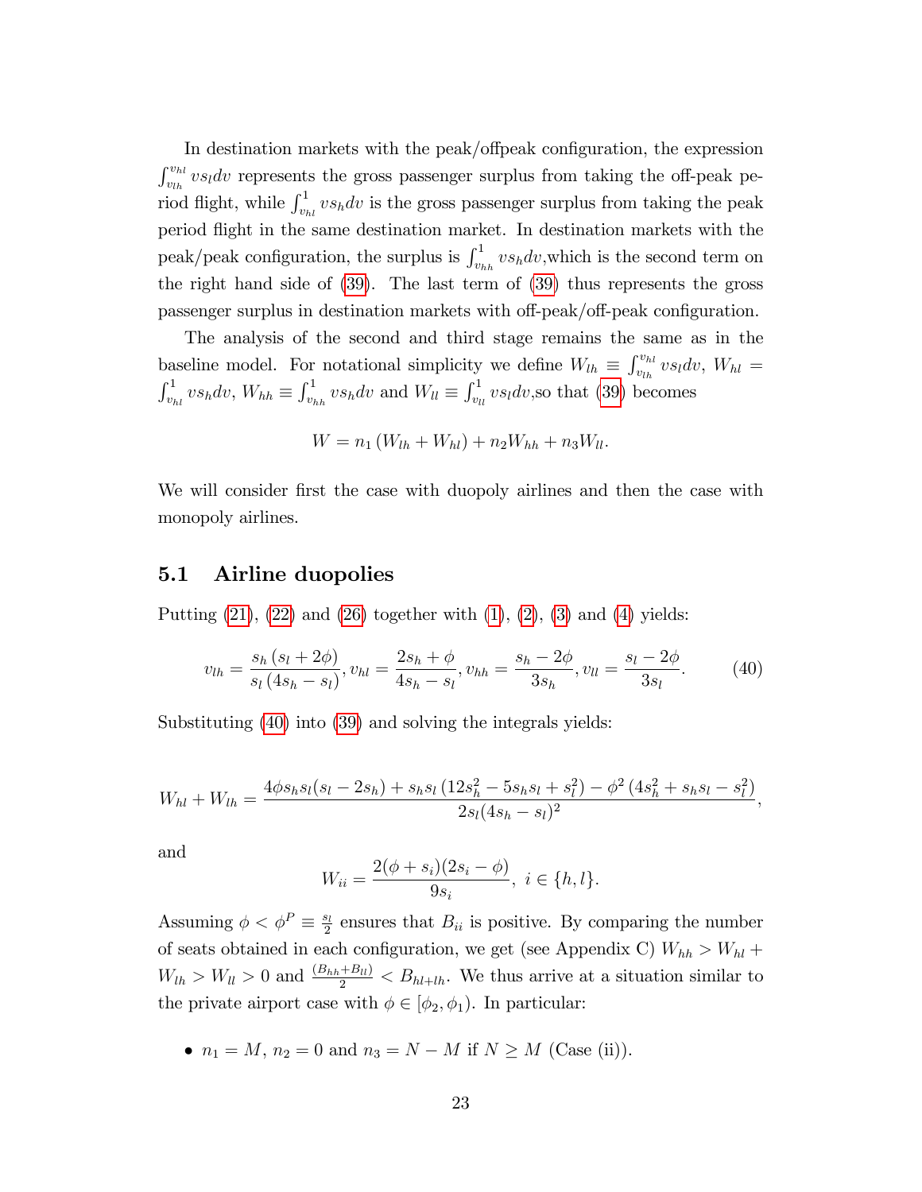In destination markets with the peak/offpeak configuration, the expression $\int_{v_{lh}}^{v_{hl}} v s_l dv$ represents the gross passenger surplus from taking the off-peak period flight, while $\int_{v_{hl}}^{1} v s_h dv$ is the gross passenger surplus from taking the peak period flight in the same destination market. In destination markets with the peak/peak configuration, the surplus is $\int_{v_{hh}}^{1} v s_h dv$,which is the second term on the right hand side of (39). The last term of (39) thus represents the gross passenger surplus in destination markets with off-peak/off-peak configuration.

The analysis of the second and third stage remains the same as in the baseline model. For notational simplicity we define $W_{lh} \equiv \int_{v_{lh}}^{v_{hl}} v s_l dv$, $W_{hl} = \int_{v_{hl}}^{1} v s_h dv$, $W_{hh} \equiv \int_{v_{hh}}^{1} v s_h dv$ and $W_{ll} \equiv \int_{v_{ll}}^{1} v s_l dv$,so that (39) becomes

$$W = n_1 \left(W_{lh} + W_{hl}\right) + n_2 W_{hh} + n_3 W_{ll}.$$

We will consider first the case with duopoly airlines and then the case with monopoly airlines.

## 5.1 Airline duopolies

Putting (21), (22) and (26) together with (1), (2), (3) and (4) yields:

$$v_{lh} = \frac{s_h \left(s_l + 2\phi\right)}{s_l \left(4 s_h - s_l\right)}, v_{hl} = \frac{2 s_h + \phi}{4 s_h - s_l}, v_{hh} = \frac{s_h - 2\phi}{3 s_h}, v_{ll} = \frac{s_l - 2\phi}{3 s_l}. \tag{40}$$

Substituting (40) into (39) and solving the integrals yields:

$$W_{hl} + W_{lh} = \frac{4\phi s_h s_l (s_l - 2 s_h) + s_h s_l \left(12 s_h^2 - 5 s_h s_l + s_l^2\right) - \phi^2 \left(4 s_h^2 + s_h s_l - s_l^2\right)}{2 s_l (4 s_h - s_l)^2},$$

and

$$W_{ii} = \frac{2(\phi + s_i)(2 s_i - \phi)}{9 s_i},\ i \in \{h, l\}.$$

Assuming $\phi < \phi^P \equiv \frac{s_l}{2}$ ensures that $B_{ii}$ is positive. By comparing the number of seats obtained in each configuration, we get (see Appendix C) $W_{hh} > W_{hl} + W_{lh} > W_{ll} > 0$ and $\frac{(B_{hh} + B_{ll})}{2} < B_{hl+lh}$. We thus arrive at a situation similar to the private airport case with $\phi \in [\phi_2, \phi_1)$. In particular:

- $n_1 = M$, $n_2 = 0$ and $n_3 = N - M$ if $N \geq M$ (Case (ii)).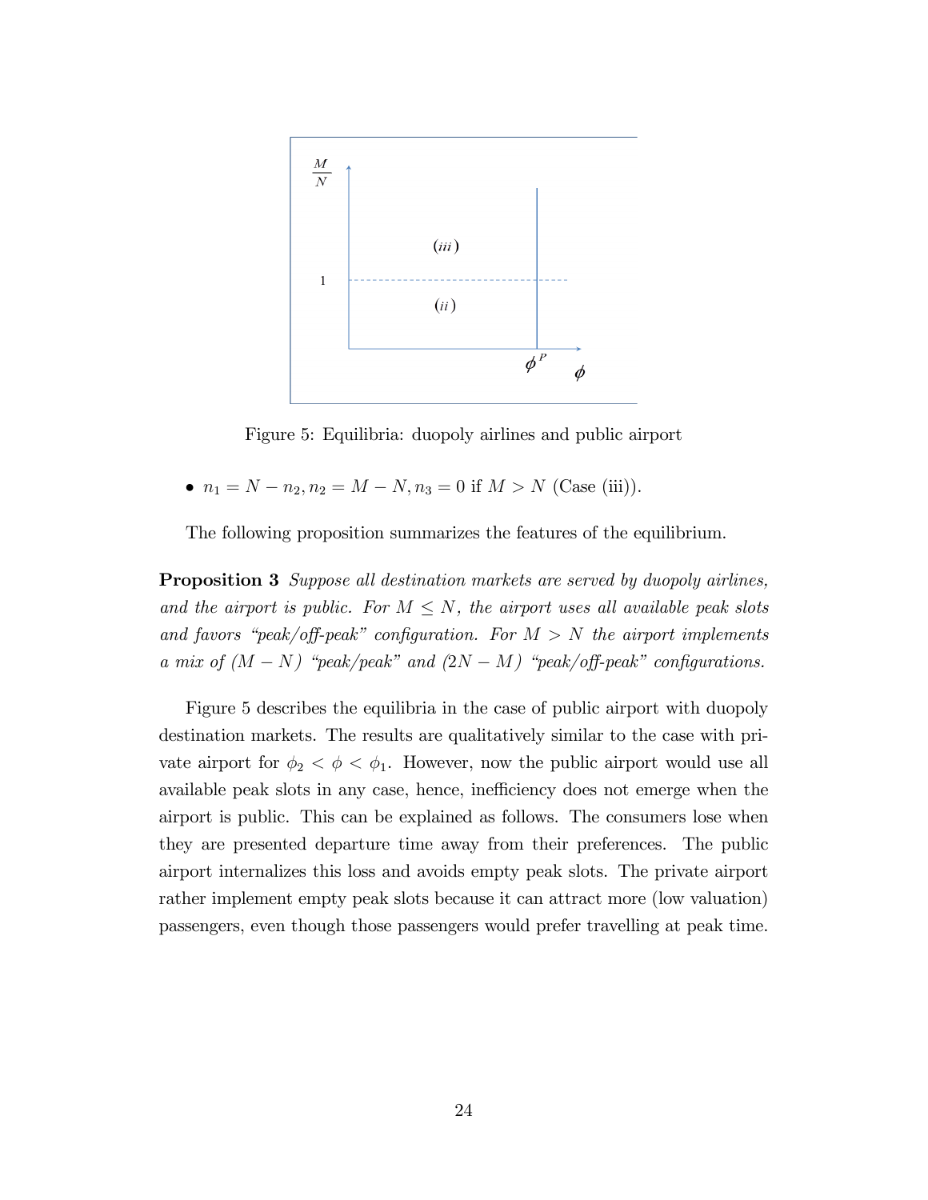Figure 5: Equilibria: duopoly airlines and public airport

- $n_1 = N - n_2, n_2 = M - N, n_3 = 0$ if $M > N$ (Case (iii)).

The following proposition summarizes the features of the equilibrium.

**Proposition 3** *Suppose all destination markets are served by duopoly airlines, and the airport is public. For $M \leq N$, the airport uses all available peak slots and favors "peak/off-peak" configuration. For $M > N$ the airport implements a mix of $(M - N)$ "peak/peak" and $(2N - M)$ "peak/off-peak" configurations.*

Figure 5 describes the equilibria in the case of public airport with duopoly destination markets. The results are qualitatively similar to the case with private airport for $\phi_2 < \phi < \phi_1$. However, now the public airport would use all available peak slots in any case, hence, inefficiency does not emerge when the airport is public. This can be explained as follows. The consumers lose when they are presented departure time away from their preferences. The public airport internalizes this loss and avoids empty peak slots. The private airport rather implement empty peak slots because it can attract more (low valuation) passengers, even though those passengers would prefer travelling at peak time.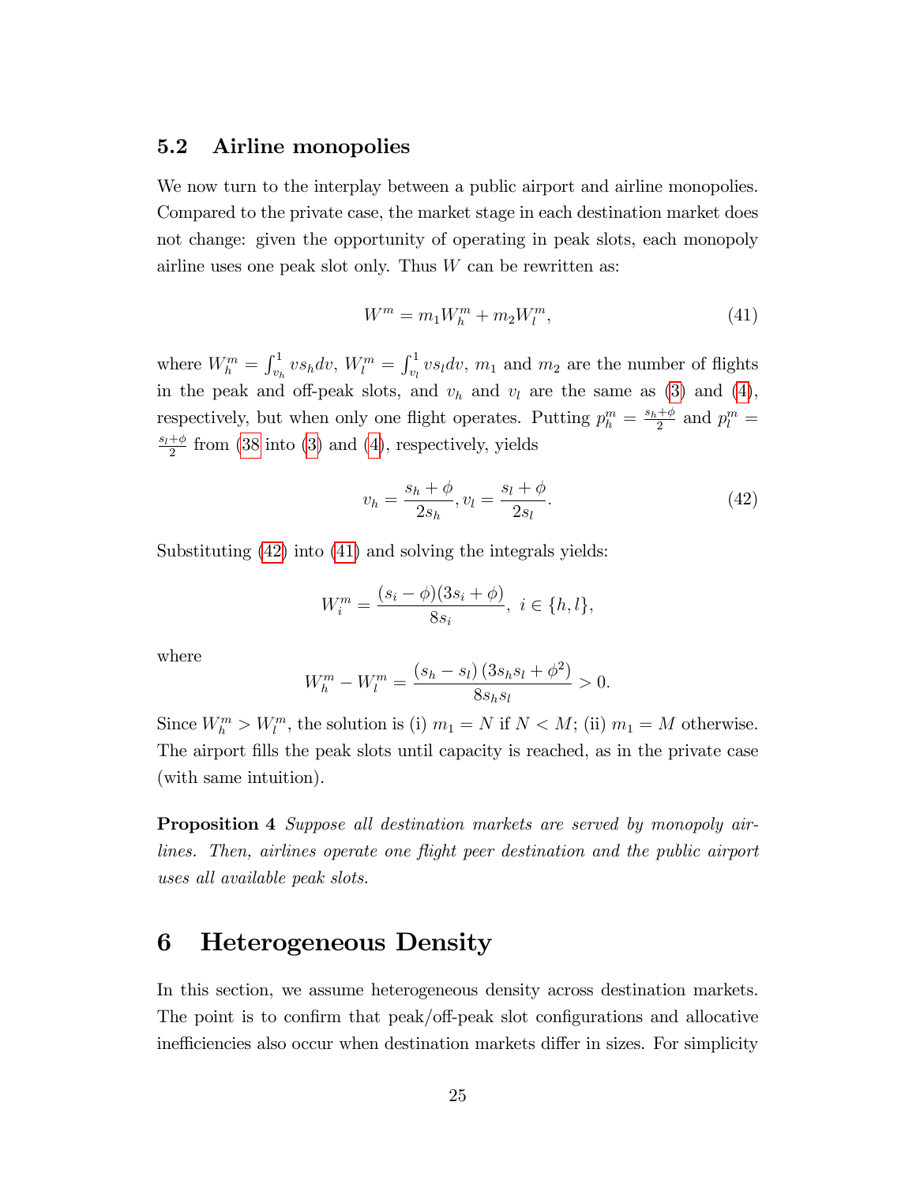### 5.2 Airline monopolies

We now turn to the interplay between a public airport and airline monopolies. Compared to the private case, the market stage in each destination market does not change: given the opportunity of operating in peak slots, each monopoly airline uses one peak slot only. Thus $W$ can be rewritten as:

$$W^m = m_1 W_h^m + m_2 W_l^m, \tag{41}$$

where $W_h^m = \int_{v_h}^{1} v s_h dv$, $W_l^m = \int_{v_l}^{1} v s_l dv$, $m_1$ and $m_2$ are the number of flights in the peak and off-peak slots, and $v_h$ and $v_l$ are the same as (3) and (4), respectively, but when only one flight operates. Putting $p_h^m = \frac{s_h+\phi}{2}$ and $p_l^m = \frac{s_l+\phi}{2}$ from (38 into (3) and (4), respectively, yields

$$v_h = \frac{s_h+\phi}{2s_h}, v_l = \frac{s_l+\phi}{2s_l}. \tag{42}$$

Substituting (42) into (41) and solving the integrals yields:

$$W_i^m = \frac{(s_i - \phi)(3s_i + \phi)}{8s_i},\ i \in \{h, l\},$$

where

$$W_h^m - W_l^m = \frac{(s_h - s_l)(3s_h s_l + \phi^2)}{8s_h s_l} > 0.$$

Since $W_h^m > W_l^m$, the solution is (i) $m_1 = N$ if $N < M$; (ii) $m_1 = M$ otherwise. The airport fills the peak slots until capacity is reached, as in the private case (with same intuition).

**Proposition 4** *Suppose all destination markets are served by monopoly airlines. Then, airlines operate one flight peer destination and the public airport uses all available peak slots.*

# 6 Heterogeneous Density

In this section, we assume heterogeneous density across destination markets. The point is to confirm that peak/off-peak slot configurations and allocative inefficiencies also occur when destination markets differ in sizes. For simplicity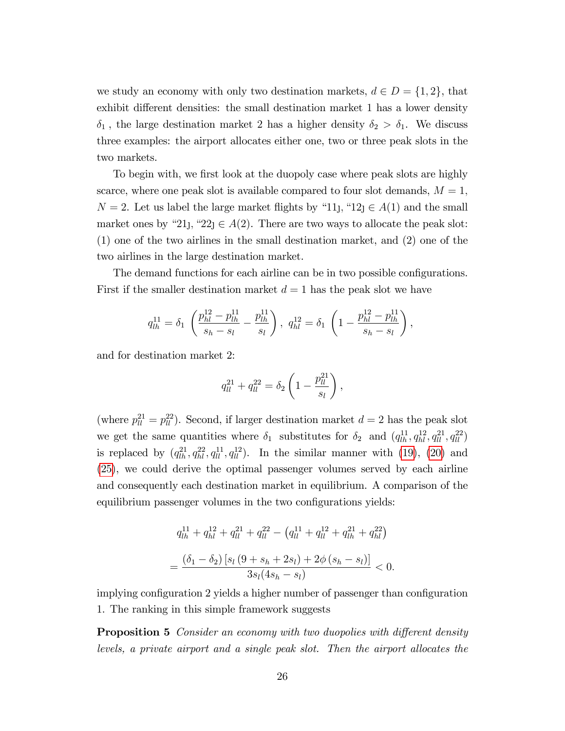we study an economy with only two destination markets, $d \in D = \{1, 2\}$, that exhibit different densities: the small destination market 1 has a lower density $\delta_1$ , the large destination market 2 has a higher density $\delta_2 > \delta_1$. We discuss three examples: the airport allocates either one, two or three peak slots in the two markets.

To begin with, we first look at the duopoly case where peak slots are highly scarce, where one peak slot is available compared to four slot demands, $M = 1$, $N = 2$. Let us label the large market flights by "11", "12" $\in A(1)$ and the small market ones by "21", "22" $\in A(2)$. There are two ways to allocate the peak slot: (1) one of the two airlines in the small destination market, and (2) one of the two airlines in the large destination market.

The demand functions for each airline can be in two possible configurations. First if the smaller destination market $d = 1$ has the peak slot we have

$$q_{lh}^{11} = \delta_1 \left( \frac{p_{hl}^{12} - p_{lh}^{11}}{s_h - s_l} - \frac{p_{lh}^{11}}{s_l} \right),\ q_{hl}^{12} = \delta_1 \left( 1 - \frac{p_{hl}^{12} - p_{lh}^{11}}{s_h - s_l} \right),$$

and for destination market 2:

$$q_{ll}^{21} + q_{ll}^{22} = \delta_2 \left( 1 - \frac{p_{ll}^{21}}{s_l} \right),$$

(where $p_{ll}^{21} = p_{ll}^{22}$). Second, if larger destination market $d = 2$ has the peak slot we get the same quantities where $\delta_1$ substitutes for $\delta_2$ and $(q_{lh}^{11}, q_{hl}^{12}, q_{ll}^{21}, q_{ll}^{22})$ is replaced by $(q_{lh}^{21}, q_{hl}^{22}, q_{ll}^{11}, q_{ll}^{12})$. In the similar manner with (19), (20) and (25), we could derive the optimal passenger volumes served by each airline and consequently each destination market in equilibrium. A comparison of the equilibrium passenger volumes in the two configurations yields:

$$q_{lh}^{11} + q_{hl}^{12} + q_{ll}^{21} + q_{ll}^{22} - \left( q_{ll}^{11} + q_{ll}^{12} + q_{lh}^{21} + q_{hl}^{22} \right)$$

$$= \frac{(\delta_1 - \delta_2) \left[ s_l \left( 9 + s_h + 2s_l \right) + 2\phi \left( s_h - s_l \right) \right]}{3s_l(4s_h - s_l)} < 0.$$

implying configuration 2 yields a higher number of passenger than configuration 1. The ranking in this simple framework suggests

**Proposition 5** *Consider an economy with two duopolies with different density levels, a private airport and a single peak slot. Then the airport allocates the*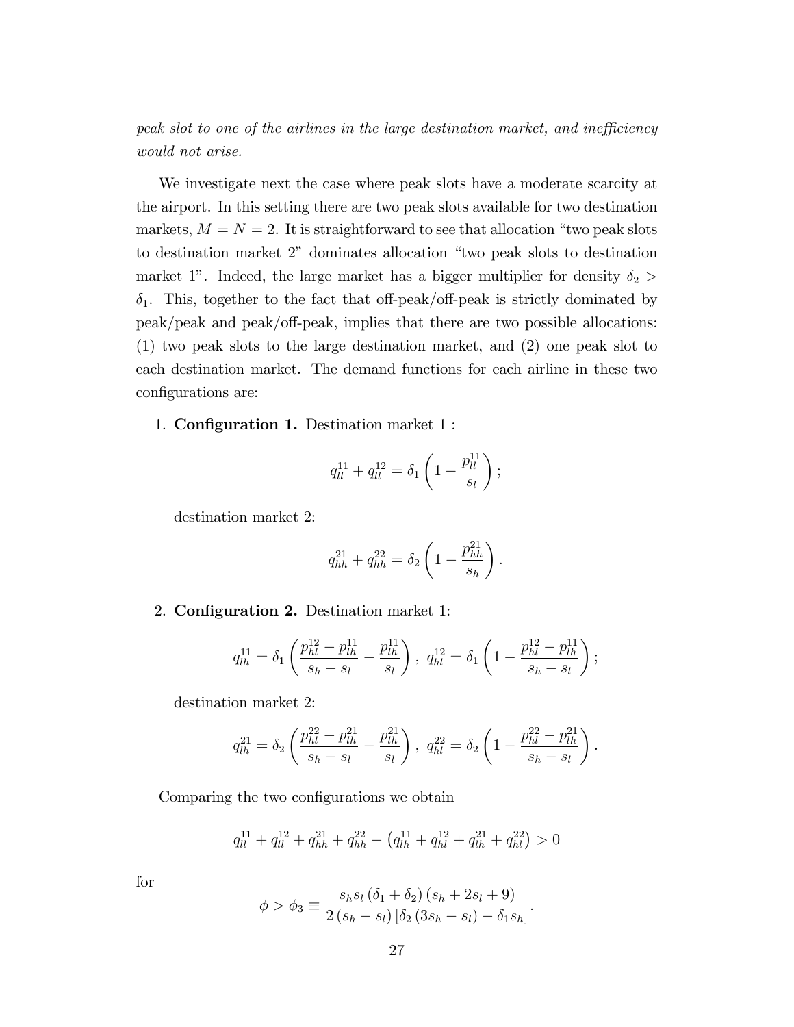*peak slot to one of the airlines in the large destination market, and inefficiency would not arise.*

We investigate next the case where peak slots have a moderate scarcity at the airport. In this setting there are two peak slots available for two destination markets, $M = N = 2$. It is straightforward to see that allocation "two peak slots to destination market 2" dominates allocation "two peak slots to destination market 1". Indeed, the large market has a bigger multiplier for density $\delta_2 > \delta_1$. This, together to the fact that off-peak/off-peak is strictly dominated by peak/peak and peak/off-peak, implies that there are two possible allocations: (1) two peak slots to the large destination market, and (2) one peak slot to each destination market. The demand functions for each airline in these two configurations are:

1. **Configuration 1.** Destination market 1 :

$$q_{ll}^{11} + q_{ll}^{12} = \delta_1 \left(1 - \frac{p_{ll}^{11}}{s_l}\right);$$

   destination market 2:

$$q_{hh}^{21} + q_{hh}^{22} = \delta_2 \left(1 - \frac{p_{hh}^{21}}{s_h}\right).$$

2. **Configuration 2.** Destination market 1:

$$q_{lh}^{11} = \delta_1 \left(\frac{p_{hl}^{12} - p_{lh}^{11}}{s_h - s_l} - \frac{p_{lh}^{11}}{s_l}\right),\ q_{hl}^{12} = \delta_1 \left(1 - \frac{p_{hl}^{12} - p_{lh}^{11}}{s_h - s_l}\right);$$

   destination market 2:

$$q_{lh}^{21} = \delta_2 \left(\frac{p_{hl}^{22} - p_{lh}^{21}}{s_h - s_l} - \frac{p_{lh}^{21}}{s_l}\right),\ q_{hl}^{22} = \delta_2 \left(1 - \frac{p_{hl}^{22} - p_{lh}^{21}}{s_h - s_l}\right).$$

Comparing the two configurations we obtain

$$q_{ll}^{11} + q_{ll}^{12} + q_{hh}^{21} + q_{hh}^{22} - \left(q_{lh}^{11} + q_{hl}^{12} + q_{lh}^{21} + q_{hl}^{22}\right) > 0$$

for

$$\phi > \phi_3 \equiv \frac{s_h s_l \left(\delta_1 + \delta_2\right)\left(s_h + 2s_l + 9\right)}{2\left(s_h - s_l\right)\left[\delta_2\left(3s_h - s_l\right) - \delta_1 s_h\right]}.$$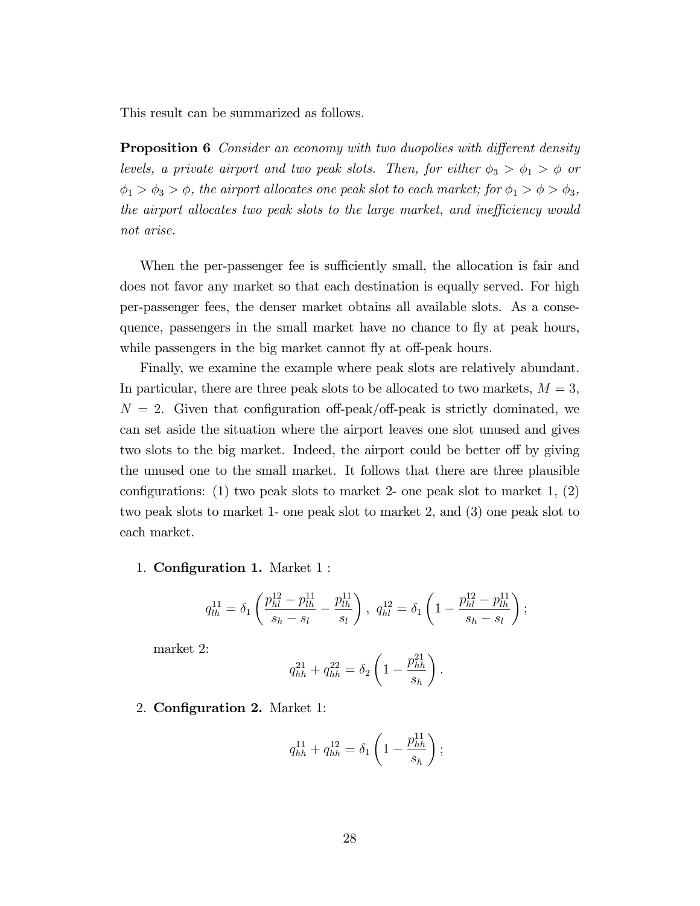This result can be summarized as follows.

**Proposition 6** *Consider an economy with two duopolies with different density levels, a private airport and two peak slots. Then, for either $\phi_3 > \phi_1 > \phi$ or $\phi_1 > \phi_3 > \phi$, the airport allocates one peak slot to each market; for $\phi_1 > \phi > \phi_3$, the airport allocates two peak slots to the large market, and inefficiency would not arise.*

When the per-passenger fee is sufficiently small, the allocation is fair and does not favor any market so that each destination is equally served. For high per-passenger fees, the denser market obtains all available slots. As a consequence, passengers in the small market have no chance to fly at peak hours, while passengers in the big market cannot fly at off-peak hours.

Finally, we examine the example where peak slots are relatively abundant. In particular, there are three peak slots to be allocated to two markets, $M = 3$, $N = 2$. Given that configuration off-peak/off-peak is strictly dominated, we can set aside the situation where the airport leaves one slot unused and gives two slots to the big market. Indeed, the airport could be better off by giving the unused one to the small market. It follows that there are three plausible configurations: (1) two peak slots to market 2- one peak slot to market 1, (2) two peak slots to market 1- one peak slot to market 2, and (3) one peak slot to each market.

1. **Configuration 1.** Market 1 :

$$q_{lh}^{11} = \delta_1 \left( \frac{p_{hl}^{12} - p_{lh}^{11}}{s_h - s_l} - \frac{p_{lh}^{11}}{s_l} \right), \; q_{hl}^{12} = \delta_1 \left( 1 - \frac{p_{hl}^{12} - p_{lh}^{11}}{s_h - s_l} \right);$$

market 2:

$$q_{hh}^{21} + q_{hh}^{22} = \delta_2 \left( 1 - \frac{p_{hh}^{21}}{s_h} \right).$$

2. **Configuration 2.** Market 1:

$$q_{hh}^{11} + q_{hh}^{12} = \delta_1 \left( 1 - \frac{p_{hh}^{11}}{s_h} \right);$$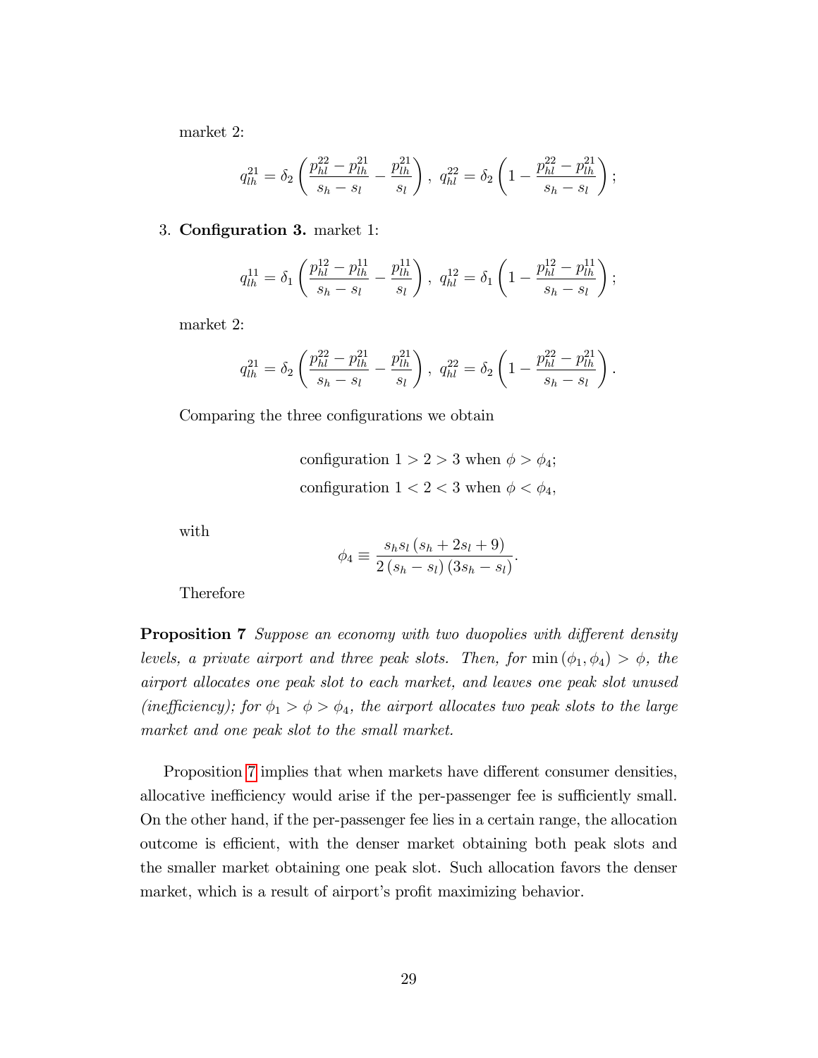market 2:

$$q_{lh}^{21} = \delta_2 \left( \frac{p_{hl}^{22} - p_{lh}^{21}}{s_h - s_l} - \frac{p_{lh}^{21}}{s_l} \right), \; q_{hl}^{22} = \delta_2 \left( 1 - \frac{p_{hl}^{22} - p_{lh}^{21}}{s_h - s_l} \right);$$

3. **Configuration 3.** market 1:

$$q_{lh}^{11} = \delta_1 \left( \frac{p_{hl}^{12} - p_{lh}^{11}}{s_h - s_l} - \frac{p_{lh}^{11}}{s_l} \right), \; q_{hl}^{12} = \delta_1 \left( 1 - \frac{p_{hl}^{12} - p_{lh}^{11}}{s_h - s_l} \right);$$

market 2:

$$q_{lh}^{21} = \delta_2 \left( \frac{p_{hl}^{22} - p_{lh}^{21}}{s_h - s_l} - \frac{p_{lh}^{21}}{s_l} \right), \; q_{hl}^{22} = \delta_2 \left( 1 - \frac{p_{hl}^{22} - p_{lh}^{21}}{s_h - s_l} \right).$$

Comparing the three configurations we obtain

$$\text{configuration } 1 > 2 > 3 \text{ when } \phi > \phi_4;$$
$$\text{configuration } 1 < 2 < 3 \text{ when } \phi < \phi_4,$$

with

$$\phi_4 \equiv \frac{s_h s_l (s_h + 2s_l + 9)}{2(s_h - s_l)(3s_h - s_l)}.$$

Therefore

**Proposition 7** *Suppose an economy with two duopolies with different density levels, a private airport and three peak slots. Then, for* $\min(\phi_1, \phi_4) > \phi$, *the airport allocates one peak slot to each market, and leaves one peak slot unused (inefficiency); for* $\phi_1 > \phi > \phi_4$, *the airport allocates two peak slots to the large market and one peak slot to the small market.*

Proposition 7 implies that when markets have different consumer densities, allocative inefficiency would arise if the per-passenger fee is sufficiently small. On the other hand, if the per-passenger fee lies in a certain range, the allocation outcome is efficient, with the denser market obtaining both peak slots and the smaller market obtaining one peak slot. Such allocation favors the denser market, which is a result of airport's profit maximizing behavior.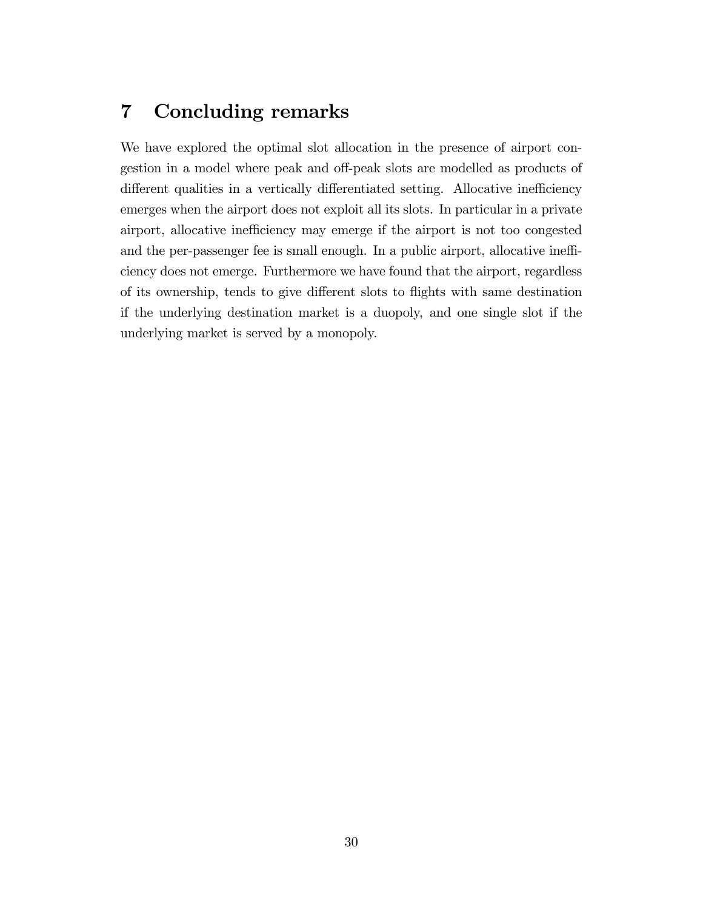# 7 Concluding remarks

We have explored the optimal slot allocation in the presence of airport congestion in a model where peak and off-peak slots are modelled as products of different qualities in a vertically differentiated setting. Allocative inefficiency emerges when the airport does not exploit all its slots. In particular in a private airport, allocative inefficiency may emerge if the airport is not too congested and the per-passenger fee is small enough. In a public airport, allocative inefficiency does not emerge. Furthermore we have found that the airport, regardless of its ownership, tends to give different slots to flights with same destination if the underlying destination market is a duopoly, and one single slot if the underlying market is served by a monopoly.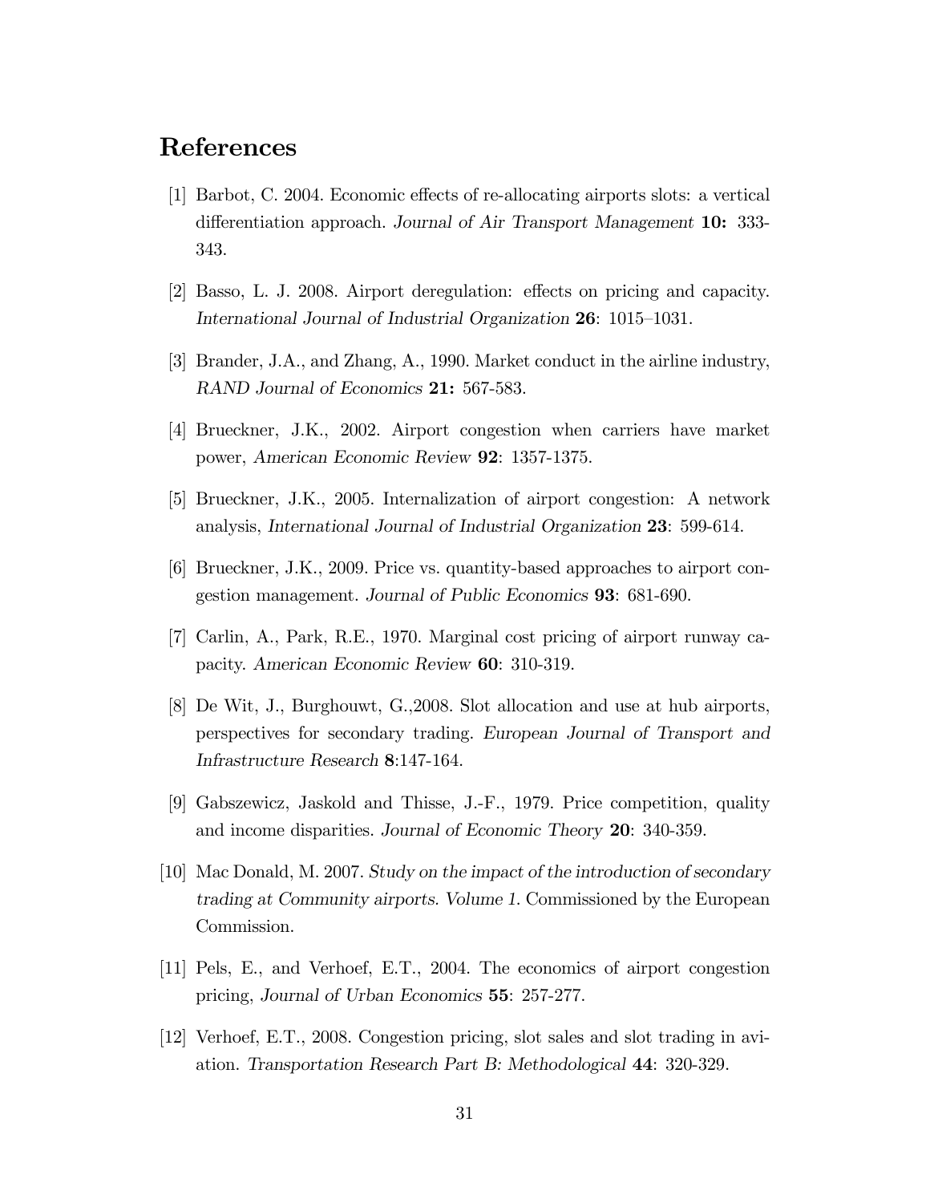# References

[1] Barbot, C. 2004. Economic effects of re-allocating airports slots: a vertical differentiation approach. *Journal of Air Transport Management* **10:** 333-343.

[2] Basso, L. J. 2008. Airport deregulation: effects on pricing and capacity. *International Journal of Industrial Organization* **26**: 1015–1031.

[3] Brander, J.A., and Zhang, A., 1990. Market conduct in the airline industry, *RAND Journal of Economics* **21:** 567-583.

[4] Brueckner, J.K., 2002. Airport congestion when carriers have market power, *American Economic Review* **92**: 1357-1375.

[5] Brueckner, J.K., 2005. Internalization of airport congestion: A network analysis, *International Journal of Industrial Organization* **23**: 599-614.

[6] Brueckner, J.K., 2009. Price vs. quantity-based approaches to airport congestion management. *Journal of Public Economics* **93**: 681-690.

[7] Carlin, A., Park, R.E., 1970. Marginal cost pricing of airport runway capacity. *American Economic Review* **60**: 310-319.

[8] De Wit, J., Burghouwt, G.,2008. Slot allocation and use at hub airports, perspectives for secondary trading. *European Journal of Transport and Infrastructure Research* **8**:147-164.

[9] Gabszewicz, Jaskold and Thisse, J.-F., 1979. Price competition, quality and income disparities. *Journal of Economic Theory* **20**: 340-359.

[10] Mac Donald, M. 2007. *Study on the impact of the introduction of secondary trading at Community airports. Volume 1.* Commissioned by the European Commission.

[11] Pels, E., and Verhoef, E.T., 2004. The economics of airport congestion pricing, *Journal of Urban Economics* **55**: 257-277.

[12] Verhoef, E.T., 2008. Congestion pricing, slot sales and slot trading in aviation. *Transportation Research Part B: Methodological* **44**: 320-329.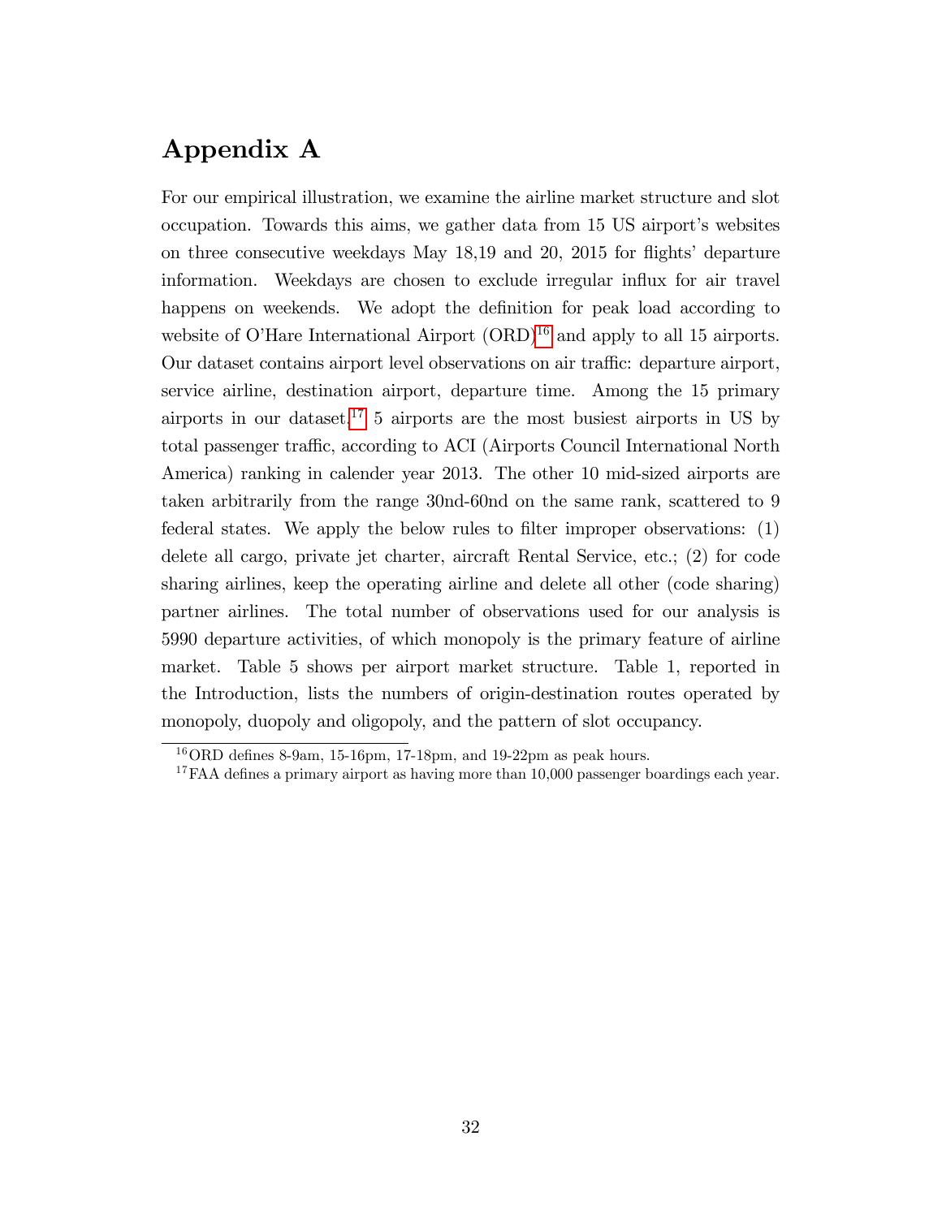# Appendix A

For our empirical illustration, we examine the airline market structure and slot occupation. Towards this aims, we gather data from 15 US airport's websites on three consecutive weekdays May 18,19 and 20, 2015 for flights' departure information. Weekdays are chosen to exclude irregular influx for air travel happens on weekends. We adopt the definition for peak load according to website of O'Hare International Airport (ORD)[16] and apply to all 15 airports. Our dataset contains airport level observations on air traffic: departure airport, service airline, destination airport, departure time. Among the 15 primary airports in our dataset,[17] 5 airports are the most busiest airports in US by total passenger traffic, according to ACI (Airports Council International North America) ranking in calender year 2013. The other 10 mid-sized airports are taken arbitrarily from the range 30nd-60nd on the same rank, scattered to 9 federal states. We apply the below rules to filter improper observations: (1) delete all cargo, private jet charter, aircraft Rental Service, etc.; (2) for code sharing airlines, keep the operating airline and delete all other (code sharing) partner airlines. The total number of observations used for our analysis is 5990 departure activities, of which monopoly is the primary feature of airline market. Table 5 shows per airport market structure. Table 1, reported in the Introduction, lists the numbers of origin-destination routes operated by monopoly, duopoly and oligopoly, and the pattern of slot occupancy.

[16] ORD defines 8-9am, 15-16pm, 17-18pm, and 19-22pm as peak hours.

[17] FAA defines a primary airport as having more than 10,000 passenger boardings each year.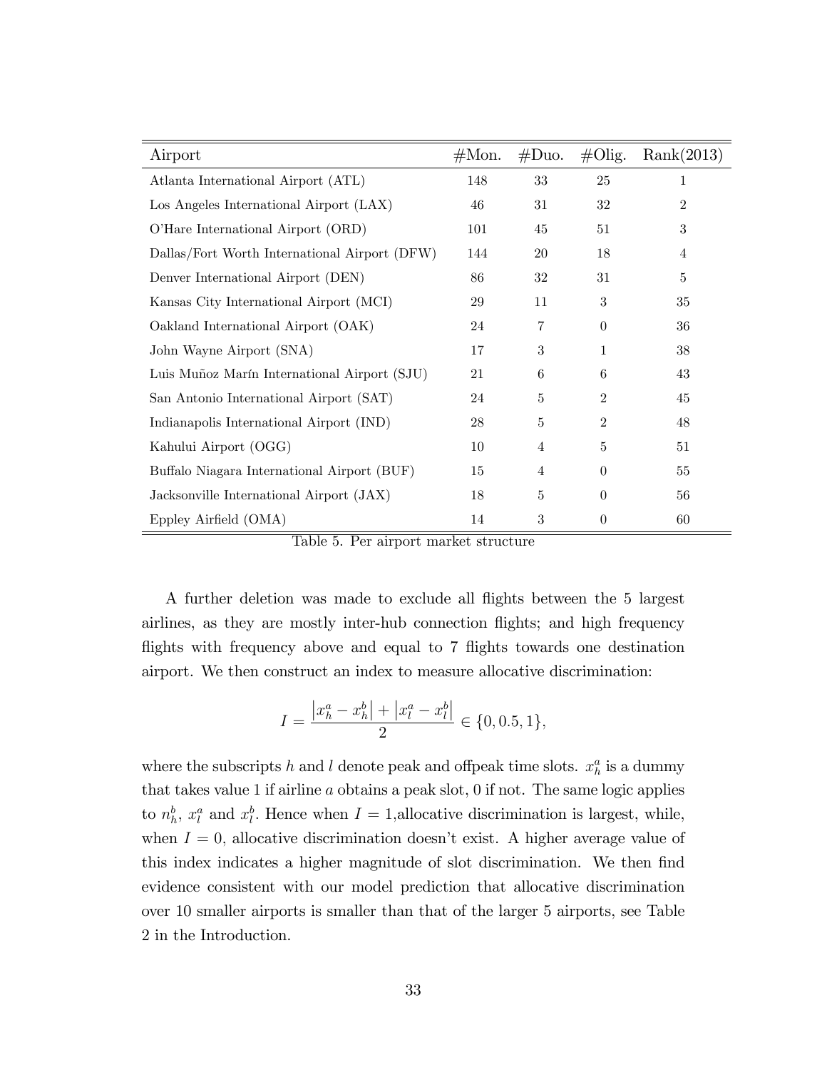| Airport | #Mon. | #Duo. | #Olig. | Rank(2013) |
|---|---|---|---|---|
| Atlanta International Airport (ATL) | 148 | 33 | 25 | 1 |
| Los Angeles International Airport (LAX) | 46 | 31 | 32 | 2 |
| O'Hare International Airport (ORD) | 101 | 45 | 51 | 3 |
| Dallas/Fort Worth International Airport (DFW) | 144 | 20 | 18 | 4 |
| Denver International Airport (DEN) | 86 | 32 | 31 | 5 |
| Kansas City International Airport (MCI) | 29 | 11 | 3 | 35 |
| Oakland International Airport (OAK) | 24 | 7 | 0 | 36 |
| John Wayne Airport (SNA) | 17 | 3 | 1 | 38 |
| Luis Muñoz Marín International Airport (SJU) | 21 | 6 | 6 | 43 |
| San Antonio International Airport (SAT) | 24 | 5 | 2 | 45 |
| Indianapolis International Airport (IND) | 28 | 5 | 2 | 48 |
| Kahului Airport (OGG) | 10 | 4 | 5 | 51 |
| Buffalo Niagara International Airport (BUF) | 15 | 4 | 0 | 55 |
| Jacksonville International Airport (JAX) | 18 | 5 | 0 | 56 |
| Eppley Airfield (OMA) | 14 | 3 | 0 | 60 |

Table 5. Per airport market structure

A further deletion was made to exclude all flights between the 5 largest airlines, as they are mostly inter-hub connection flights; and high frequency flights with frequency above and equal to 7 flights towards one destination airport. We then construct an index to measure allocative discrimination:

$$I = \frac{\left|x_h^a - x_h^b\right| + \left|x_l^a - x_l^b\right|}{2} \in \{0, 0.5, 1\},$$

where the subscripts $h$ and $l$ denote peak and offpeak time slots. $x_h^a$ is a dummy that takes value 1 if airline $a$ obtains a peak slot, 0 if not. The same logic applies to $n_h^b$, $x_l^a$ and $x_l^b$. Hence when $I = 1$,allocative discrimination is largest, while, when $I = 0$, allocative discrimination doesn't exist. A higher average value of this index indicates a higher magnitude of slot discrimination. We then find evidence consistent with our model prediction that allocative discrimination over 10 smaller airports is smaller than that of the larger 5 airports, see Table 2 in the Introduction.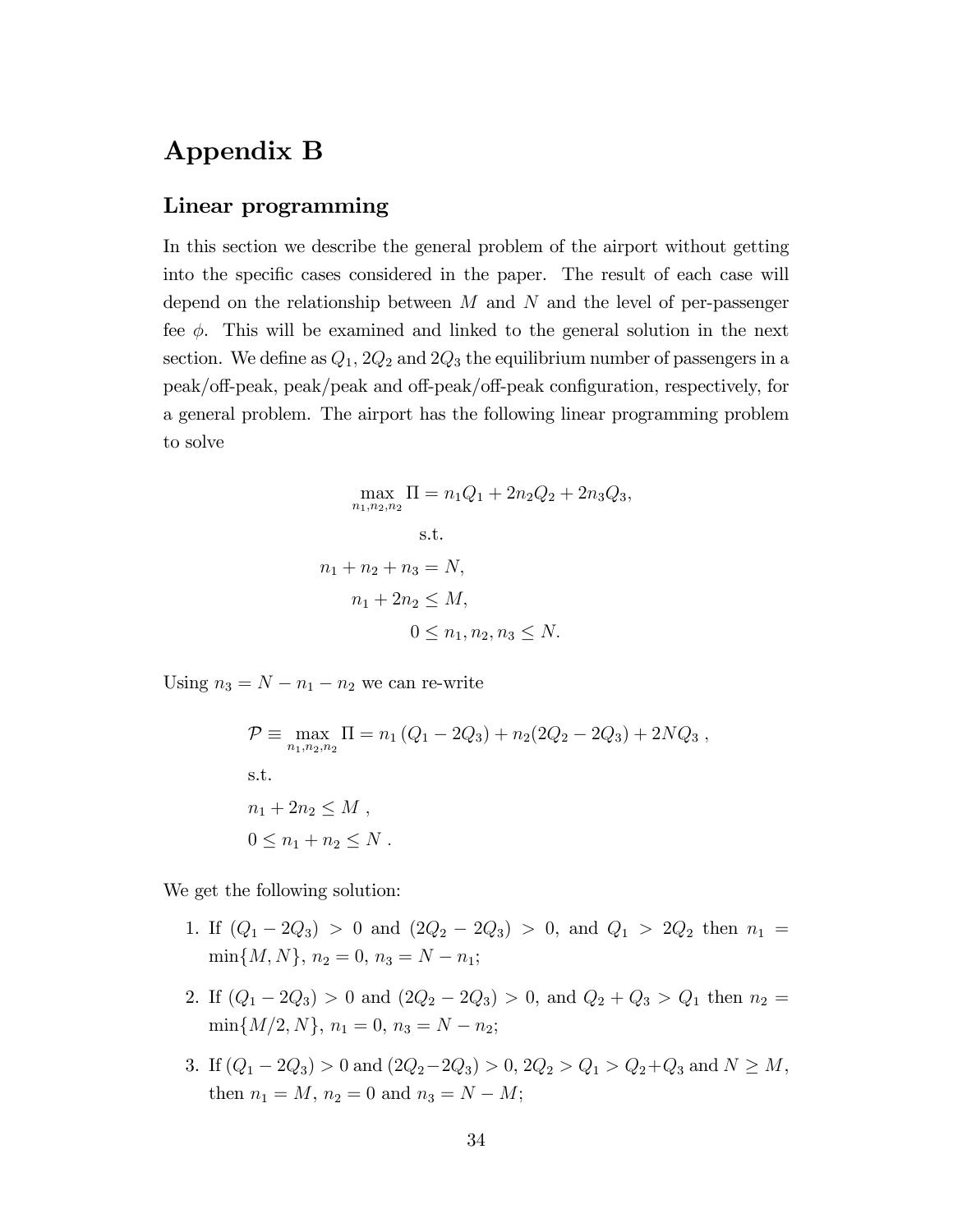# Appendix B

## Linear programming

In this section we describe the general problem of the airport without getting into the specific cases considered in the paper. The result of each case will depend on the relationship between $M$ and $N$ and the level of per-passenger fee $\phi$. This will be examined and linked to the general solution in the next section. We define as $Q_1$, $2Q_2$ and $2Q_3$ the equilibrium number of passengers in a peak/off-peak, peak/peak and off-peak/off-peak configuration, respectively, for a general problem. The airport has the following linear programming problem to solve

$$
\begin{aligned}
\max_{n_1,n_2,n_2} \Pi &= n_1 Q_1 + 2n_2 Q_2 + 2n_3 Q_3, \\
&\text{s.t.} \\
n_1 + n_2 + n_3 &= N, \\
n_1 + 2n_2 &\leq M, \\
0 &\leq n_1, n_2, n_3 \leq N.
\end{aligned}
$$

Using $n_3 = N - n_1 - n_2$ we can re-write

$$
\begin{aligned}
&\mathcal{P} \equiv \max_{n_1,n_2,n_2} \Pi = n_1 \left(Q_1 - 2Q_3\right) + n_2(2Q_2 - 2Q_3) + 2NQ_3 \ , \\
&\text{s.t.} \\
&n_1 + 2n_2 \leq M \ , \\
&0 \leq n_1 + n_2 \leq N \ .
\end{aligned}
$$

We get the following solution:

1. If $(Q_1 - 2Q_3) > 0$ and $(2Q_2 - 2Q_3) > 0$, and $Q_1 > 2Q_2$ then $n_1 = \min\{M, N\}$, $n_2 = 0$, $n_3 = N - n_1$;
2. If $(Q_1 - 2Q_3) > 0$ and $(2Q_2 - 2Q_3) > 0$, and $Q_2 + Q_3 > Q_1$ then $n_2 = \min\{M/2, N\}$, $n_1 = 0$, $n_3 = N - n_2$;
3. If $(Q_1 - 2Q_3) > 0$ and $(2Q_2 - 2Q_3) > 0$, $2Q_2 > Q_1 > Q_2 + Q_3$ and $N \geq M$, then $n_1 = M$, $n_2 = 0$ and $n_3 = N - M$;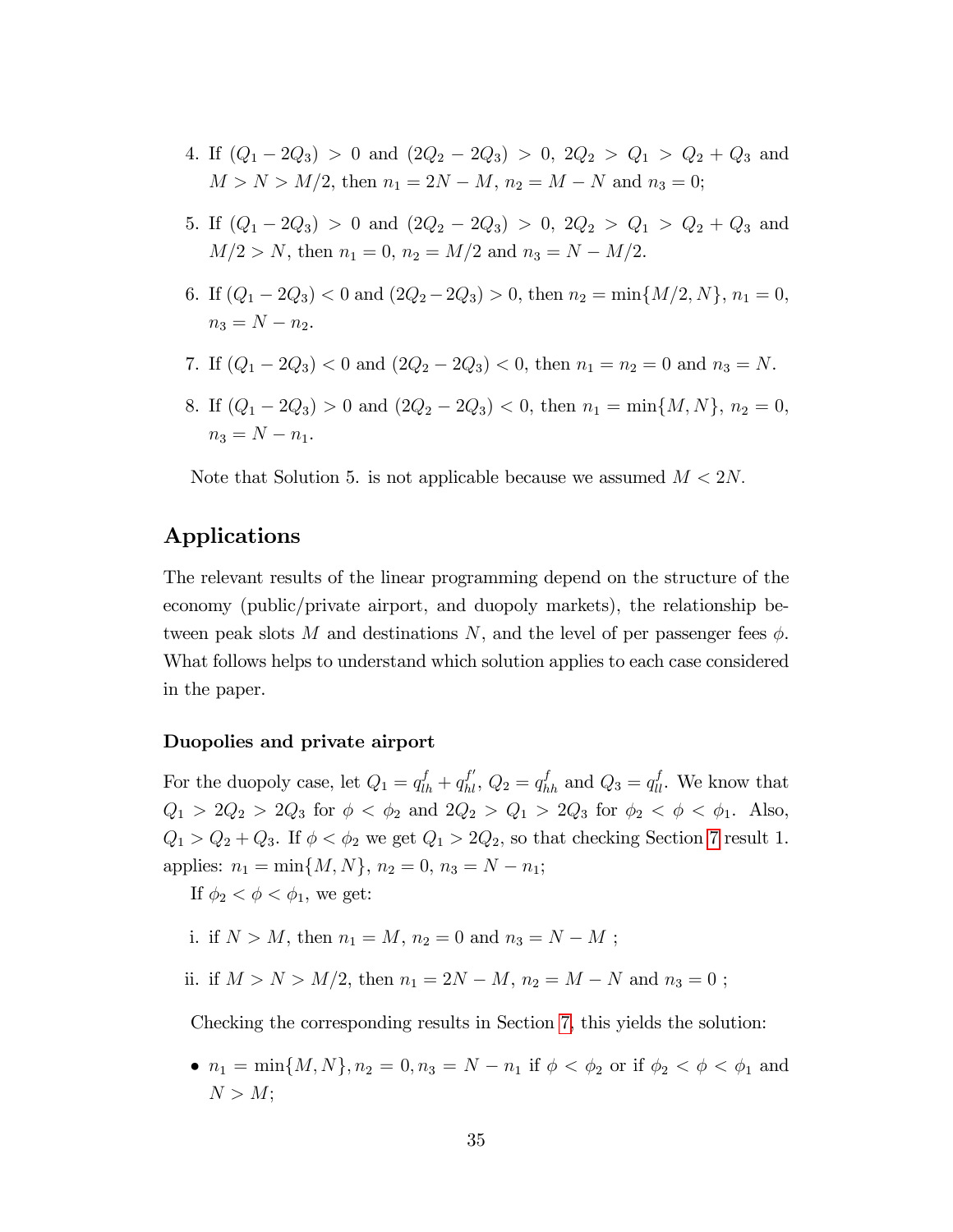4. If $(Q_1 - 2Q_3) > 0$ and $(2Q_2 - 2Q_3) > 0$, $2Q_2 > Q_1 > Q_2 + Q_3$ and $M > N > M/2$, then $n_1 = 2N - M$, $n_2 = M - N$ and $n_3 = 0$;

5. If $(Q_1 - 2Q_3) > 0$ and $(2Q_2 - 2Q_3) > 0$, $2Q_2 > Q_1 > Q_2 + Q_3$ and $M/2 > N$, then $n_1 = 0$, $n_2 = M/2$ and $n_3 = N - M/2$.

6. If $(Q_1 - 2Q_3) < 0$ and $(2Q_2 - 2Q_3) > 0$, then $n_2 = \min\{M/2, N\}$, $n_1 = 0$, $n_3 = N - n_2$.

7. If $(Q_1 - 2Q_3) < 0$ and $(2Q_2 - 2Q_3) < 0$, then $n_1 = n_2 = 0$ and $n_3 = N$.

8. If $(Q_1 - 2Q_3) > 0$ and $(2Q_2 - 2Q_3) < 0$, then $n_1 = \min\{M, N\}$, $n_2 = 0$, $n_3 = N - n_1$.

Note that Solution 5. is not applicable because we assumed $M < 2N$.

## Applications

The relevant results of the linear programming depend on the structure of the economy (public/private airport, and duopoly markets), the relationship between peak slots $M$ and destinations $N$, and the level of per passenger fees $\phi$. What follows helps to understand which solution applies to each case considered in the paper.

### Duopolies and private airport

For the duopoly case, let $Q_1 = q^f_{lh} + q^{f'}_{hl}$, $Q_2 = q^f_{hh}$ and $Q_3 = q^f_{ll}$. We know that $Q_1 > 2Q_2 > 2Q_3$ for $\phi < \phi_2$ and $2Q_2 > Q_1 > 2Q_3$ for $\phi_2 < \phi < \phi_1$. Also, $Q_1 > Q_2 + Q_3$. If $\phi < \phi_2$ we get $Q_1 > 2Q_2$, so that checking Section 7 result 1. applies: $n_1 = \min\{M, N\}$, $n_2 = 0$, $n_3 = N - n_1$;

If $\phi_2 < \phi < \phi_1$, we get:

i. if $N > M$, then $n_1 = M$, $n_2 = 0$ and $n_3 = N - M$ ;

ii. if $M > N > M/2$, then $n_1 = 2N - M$, $n_2 = M - N$ and $n_3 = 0$ ;

Checking the corresponding results in Section 7, this yields the solution:

- $n_1 = \min\{M, N\}, n_2 = 0, n_3 = N - n_1$ if $\phi < \phi_2$ or if $\phi_2 < \phi < \phi_1$ and $N > M$;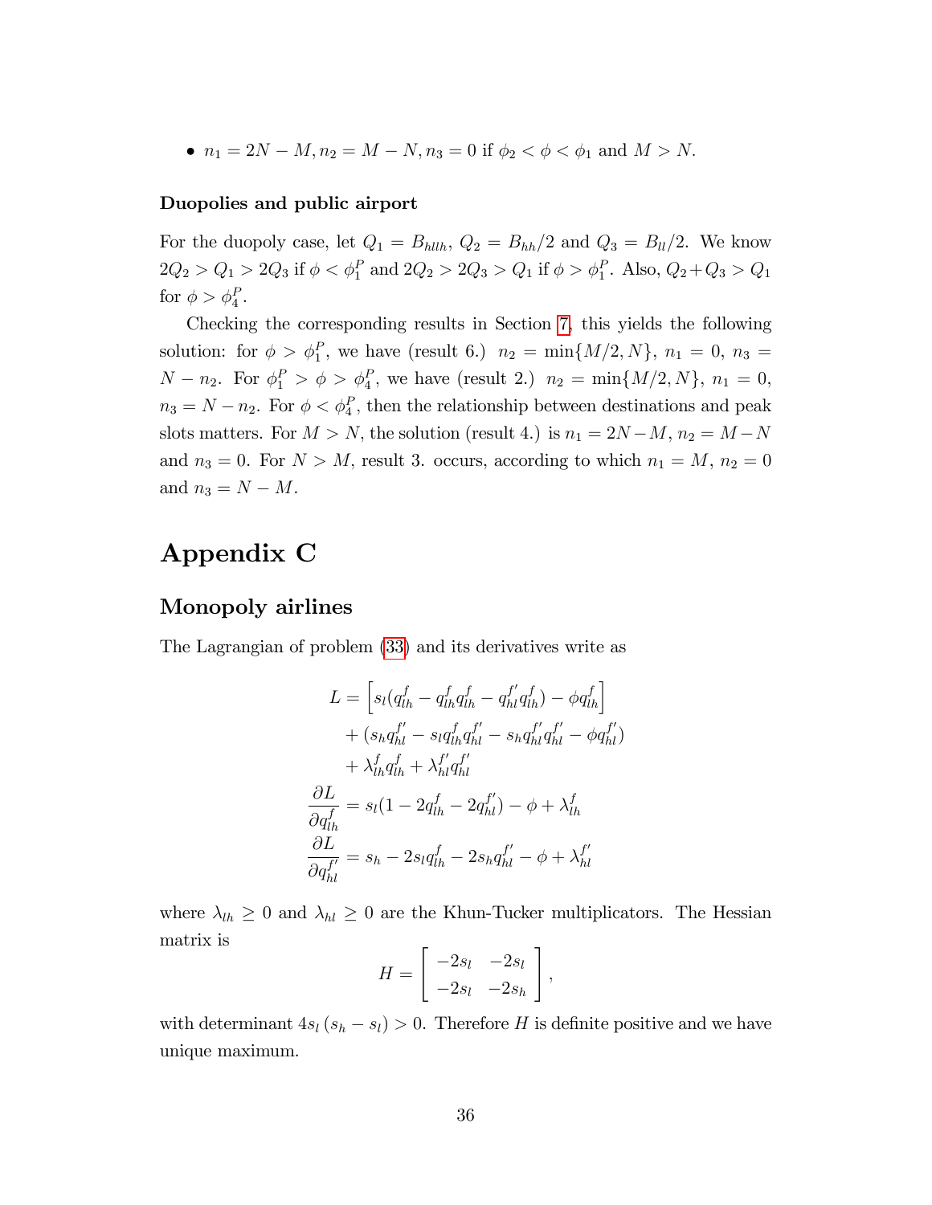- $n_1 = 2N - M, n_2 = M - N, n_3 = 0$ if $\phi_2 < \phi < \phi_1$ and $M > N$.

**Duopolies and public airport**

For the duopoly case, let $Q_1 = B_{hllh}$, $Q_2 = B_{hh}/2$ and $Q_3 = B_{ll}/2$. We know $2Q_2 > Q_1 > 2Q_3$ if $\phi < \phi_1^P$ and $2Q_2 > 2Q_3 > Q_1$ if $\phi > \phi_1^P$. Also, $Q_2 + Q_3 > Q_1$ for $\phi > \phi_4^P$.

Checking the corresponding results in Section 7, this yields the following solution: for $\phi > \phi_1^P$, we have (result 6.) $n_2 = \min\{M/2, N\}$, $n_1 = 0$, $n_3 = N - n_2$. For $\phi_1^P > \phi > \phi_4^P$, we have (result 2.) $n_2 = \min\{M/2, N\}$, $n_1 = 0$, $n_3 = N - n_2$. For $\phi < \phi_4^P$, then the relationship between destinations and peak slots matters. For $M > N$, the solution (result 4.) is $n_1 = 2N - M$, $n_2 = M - N$ and $n_3 = 0$. For $N > M$, result 3. occurs, according to which $n_1 = M$, $n_2 = 0$ and $n_3 = N - M$.

# Appendix C

## Monopoly airlines

The Lagrangian of problem (33) and its derivatives write as

$$
\begin{aligned}
L &= \left[ s_l(q_{lh}^f - q_{lh}^f q_{lh}^f - q_{hl}^{f'} q_{lh}^f) - \phi q_{lh}^f \right] \\
&\quad + (s_h q_{hl}^{f'} - s_l q_{lh}^f q_{hl}^{f'} - s_h q_{hl}^{f'} q_{hl}^{f'} - \phi q_{hl}^{f'}) \\
&\quad + \lambda_{lh}^f q_{lh}^f + \lambda_{hl}^{f'} q_{hl}^{f'} \\
\frac{\partial L}{\partial q_{lh}^f} &= s_l(1 - 2q_{lh}^f - 2q_{hl}^{f'}) - \phi + \lambda_{lh}^f \\
\frac{\partial L}{\partial q_{hl}^{f'}} &= s_h - 2s_l q_{lh}^f - 2s_h q_{hl}^{f'} - \phi + \lambda_{hl}^{f'}
\end{aligned}
$$

where $\lambda_{lh} \geq 0$ and $\lambda_{hl} \geq 0$ are the Khun-Tucker multiplicators. The Hessian matrix is

$$
H = \begin{bmatrix} -2s_l & -2s_l \\ -2s_l & -2s_h \end{bmatrix},
$$

with determinant $4s_l(s_h - s_l) > 0$. Therefore $H$ is definite positive and we have unique maximum.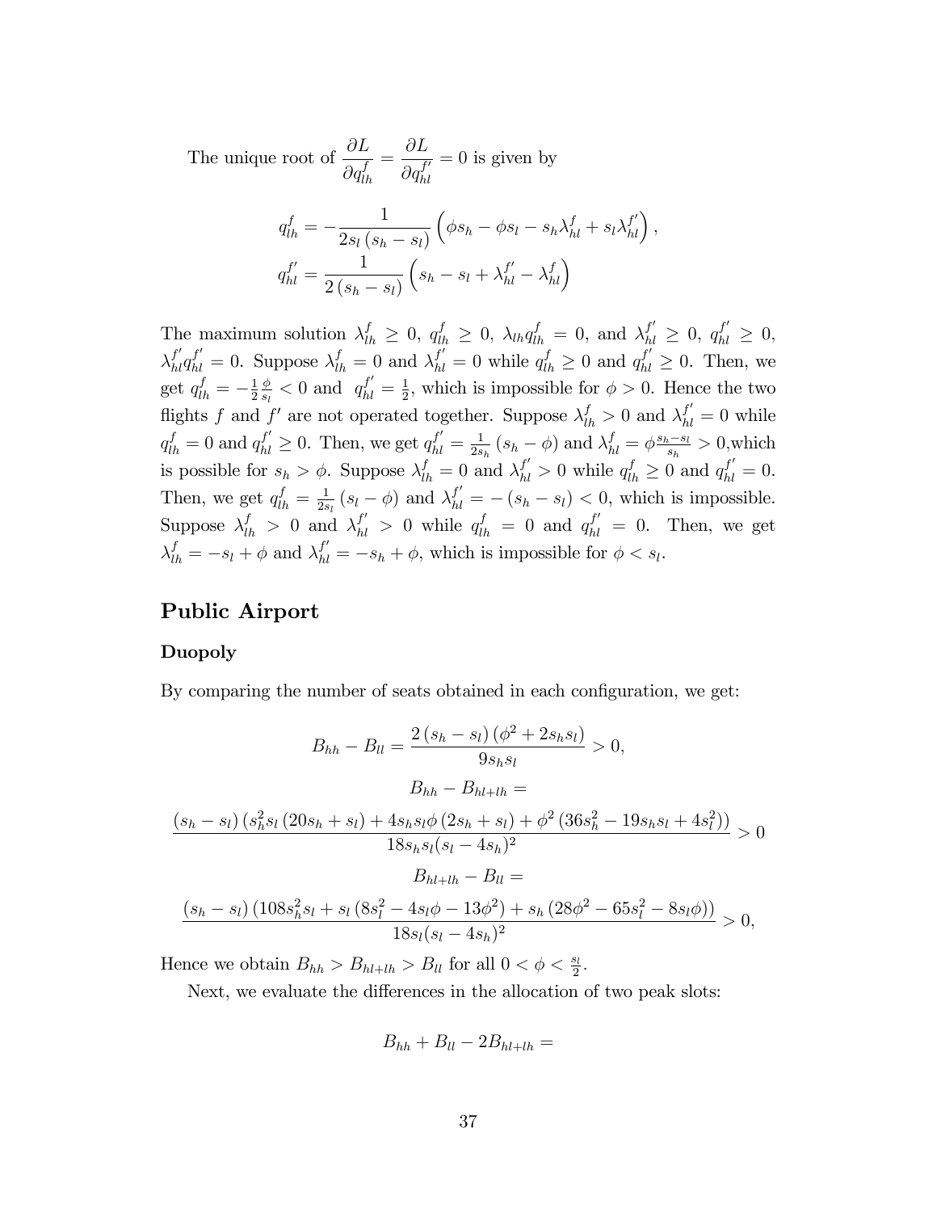The unique root of $\dfrac{\partial L}{\partial q_{lh}^{f}} = \dfrac{\partial L}{\partial q_{hl}^{f'}} = 0$ is given by

$$
\begin{aligned}
q_{lh}^{f} &= -\frac{1}{2s_l\left(s_h - s_l\right)}\left(\phi s_h - \phi s_l - s_h\lambda_{hl}^{f} + s_l\lambda_{hl}^{f'}\right), \\
q_{hl}^{f'} &= \frac{1}{2\left(s_h - s_l\right)}\left(s_h - s_l + \lambda_{hl}^{f'} - \lambda_{hl}^{f}\right)
\end{aligned}
$$

The maximum solution $\lambda_{lh}^{f} \geq 0$, $q_{lh}^{f} \geq 0$, $\lambda_{lh} q_{lh}^{f} = 0$, and $\lambda_{hl}^{f'} \geq 0$, $q_{hl}^{f'} \geq 0$, $\lambda_{hl}^{f'} q_{hl}^{f'} = 0$. Suppose $\lambda_{lh}^{f} = 0$ and $\lambda_{hl}^{f'} = 0$ while $q_{lh}^{f} \geq 0$ and $q_{hl}^{f'} \geq 0$. Then, we get $q_{lh}^{f} = -\frac{1}{2}\frac{\phi}{s_l} < 0$ and $q_{hl}^{f'} = \frac{1}{2}$, which is impossible for $\phi > 0$. Hence the two flights $f$ and $f'$ are not operated together. Suppose $\lambda_{lh}^{f} > 0$ and $\lambda_{hl}^{f'} = 0$ while $q_{lh}^{f} = 0$ and $q_{hl}^{f'} \geq 0$. Then, we get $q_{hl}^{f'} = \frac{1}{2s_h}\left(s_h - \phi\right)$ and $\lambda_{hl}^{f} = \phi\frac{s_h - s_l}{s_h} > 0$,which is possible for $s_h > \phi$. Suppose $\lambda_{lh}^{f} = 0$ and $\lambda_{hl}^{f'} > 0$ while $q_{lh}^{f} \geq 0$ and $q_{hl}^{f'} = 0$. Then, we get $q_{lh}^{f} = \frac{1}{2s_l}\left(s_l - \phi\right)$ and $\lambda_{hl}^{f'} = -\left(s_h - s_l\right) < 0$, which is impossible. Suppose $\lambda_{lh}^{f} > 0$ and $\lambda_{hl}^{f'} > 0$ while $q_{lh}^{f} = 0$ and $q_{hl}^{f'} = 0$. Then, we get $\lambda_{lh}^{f} = -s_l + \phi$ and $\lambda_{hl}^{f'} = -s_h + \phi$, which is impossible for $\phi < s_l$.

## Public Airport

### Duopoly

By comparing the number of seats obtained in each configuration, we get:

$$
B_{hh} - B_{ll} = \frac{2\left(s_h - s_l\right)\left(\phi^2 + 2s_h s_l\right)}{9s_h s_l} > 0,
$$

$$
B_{hh} - B_{hl+lh} =
$$

$$
\frac{\left(s_h - s_l\right)\left(s_h^2 s_l\left(20s_h + s_l\right) + 4s_h s_l\phi\left(2s_h + s_l\right) + \phi^2\left(36s_h^2 - 19s_h s_l + 4s_l^2\right)\right)}{18s_h s_l(s_l - 4s_h)^2} > 0
$$

$$
B_{hl+lh} - B_{ll} =
$$

$$
\frac{\left(s_h - s_l\right)\left(108s_h^2 s_l + s_l\left(8s_l^2 - 4s_l\phi - 13\phi^2\right) + s_h\left(28\phi^2 - 65s_l^2 - 8s_l\phi\right)\right)}{18s_l(s_l - 4s_h)^2} > 0,
$$

Hence we obtain $B_{hh} > B_{hl+lh} > B_{ll}$ for all $0 < \phi < \frac{s_l}{2}$.

Next, we evaluate the differences in the allocation of two peak slots:

$$
B_{hh} + B_{ll} - 2B_{hl+lh} =
$$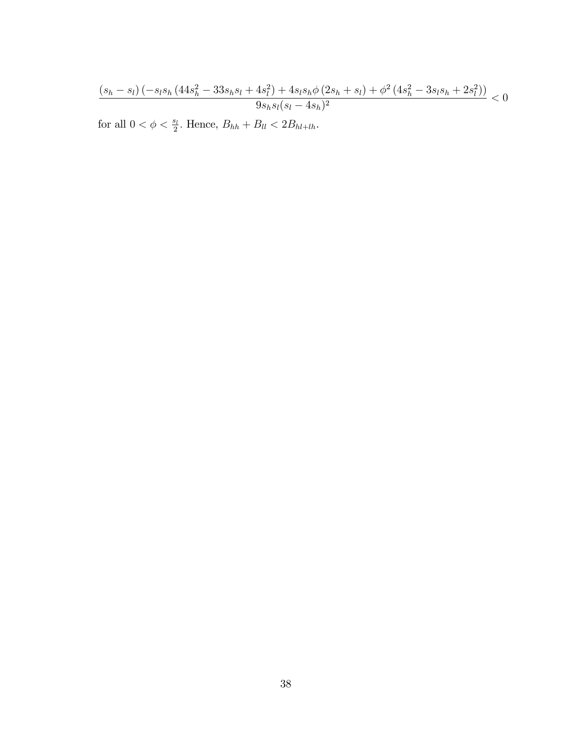$$\frac{(s_h - s_l)\left(-s_l s_h\left(44s_h^2 - 33s_h s_l + 4s_l^2\right) + 4s_l s_h \phi\left(2s_h + s_l\right) + \phi^2\left(4s_h^2 - 3s_l s_h + 2s_l^2\right)\right)}{9s_h s_l (s_l - 4s_h)^2} < 0$$

for all $0 < \phi < \frac{s_l}{2}$. Hence, $B_{hh} + B_{ll} < 2B_{hl+lh}$.